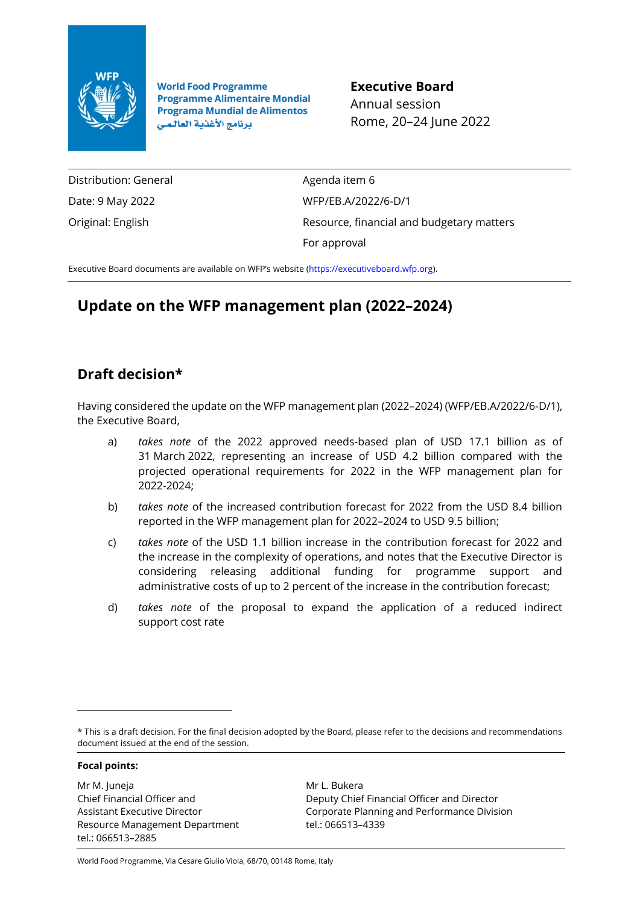World Food Programme
Programme Alimentaire Mondial
Programa Mundial de Alimentos
برنامج الأغذية العالمي

**Executive Board**
Annual session
Rome, 20–24 June 2022

| | |
|---|---|
| Distribution: General | Agenda item 6 |
| Date: 9 May 2022 | WFP/EB.A/2022/6-D/1 |
| Original: English | Resource, financial and budgetary matters |
| | For approval |

Executive Board documents are available on WFP's website (https://executiveboard.wfp.org).

# Update on the WFP management plan (2022–2024)

## Draft decision*

Having considered the update on the WFP management plan (2022–2024) (WFP/EB.A/2022/6-D/1), the Executive Board,

a) *takes note* of the 2022 approved needs-based plan of USD 17.1 billion as of 31 March 2022, representing an increase of USD 4.2 billion compared with the projected operational requirements for 2022 in the WFP management plan for 2022-2024;

b) *takes note* of the increased contribution forecast for 2022 from the USD 8.4 billion reported in the WFP management plan for 2022–2024 to USD 9.5 billion;

c) *takes note* of the USD 1.1 billion increase in the contribution forecast for 2022 and the increase in the complexity of operations, and notes that the Executive Director is considering releasing additional funding for programme support and administrative costs of up to 2 percent of the increase in the contribution forecast;

d) *takes note* of the proposal to expand the application of a reduced indirect support cost rate

\* This is a draft decision. For the final decision adopted by the Board, please refer to the decisions and recommendations document issued at the end of the session.

**Focal points:**

Mr M. Juneja
Chief Financial Officer and
Assistant Executive Director
Resource Management Department
tel.: 066513-2885

Mr L. Bukera
Deputy Chief Financial Officer and Director
Corporate Planning and Performance Division
tel.: 066513-4339

World Food Programme, Via Cesare Giulio Viola, 68/70, 00148 Rome, Italy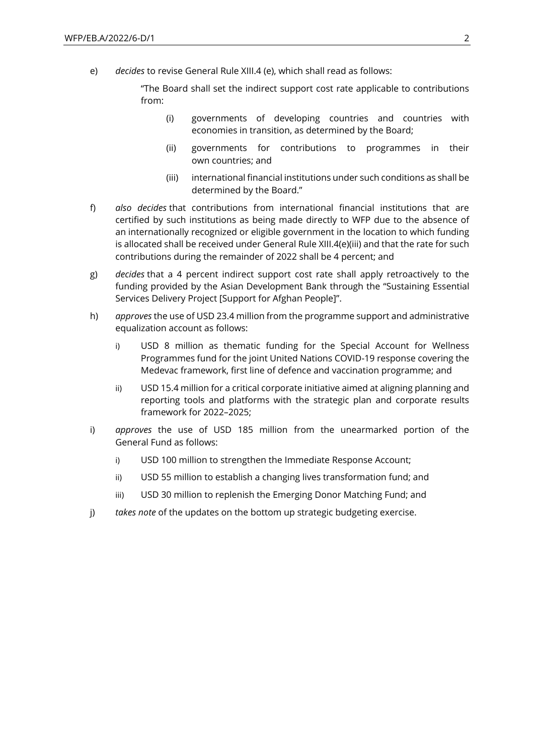e) *decides* to revise General Rule XIII.4 (e), which shall read as follows:

> "The Board shall set the indirect support cost rate applicable to contributions from:
>
> (i) governments of developing countries and countries with economies in transition, as determined by the Board;
>
> (ii) governments for contributions to programmes in their own countries; and
>
> (iii) international financial institutions under such conditions as shall be determined by the Board."

f) *also decides* that contributions from international financial institutions that are certified by such institutions as being made directly to WFP due to the absence of an internationally recognized or eligible government in the location to which funding is allocated shall be received under General Rule XIII.4(e)(iii) and that the rate for such contributions during the remainder of 2022 shall be 4 percent; and

g) *decides* that a 4 percent indirect support cost rate shall apply retroactively to the funding provided by the Asian Development Bank through the "Sustaining Essential Services Delivery Project [Support for Afghan People]".

h) *approves* the use of USD 23.4 million from the programme support and administrative equalization account as follows:

   i) USD 8 million as thematic funding for the Special Account for Wellness Programmes fund for the joint United Nations COVID-19 response covering the Medevac framework, first line of defence and vaccination programme; and

   ii) USD 15.4 million for a critical corporate initiative aimed at aligning planning and reporting tools and platforms with the strategic plan and corporate results framework for 2022–2025;

i) *approves* the use of USD 185 million from the unearmarked portion of the General Fund as follows:

   i) USD 100 million to strengthen the Immediate Response Account;

   ii) USD 55 million to establish a changing lives transformation fund; and

   iii) USD 30 million to replenish the Emerging Donor Matching Fund; and

j) *takes note* of the updates on the bottom up strategic budgeting exercise.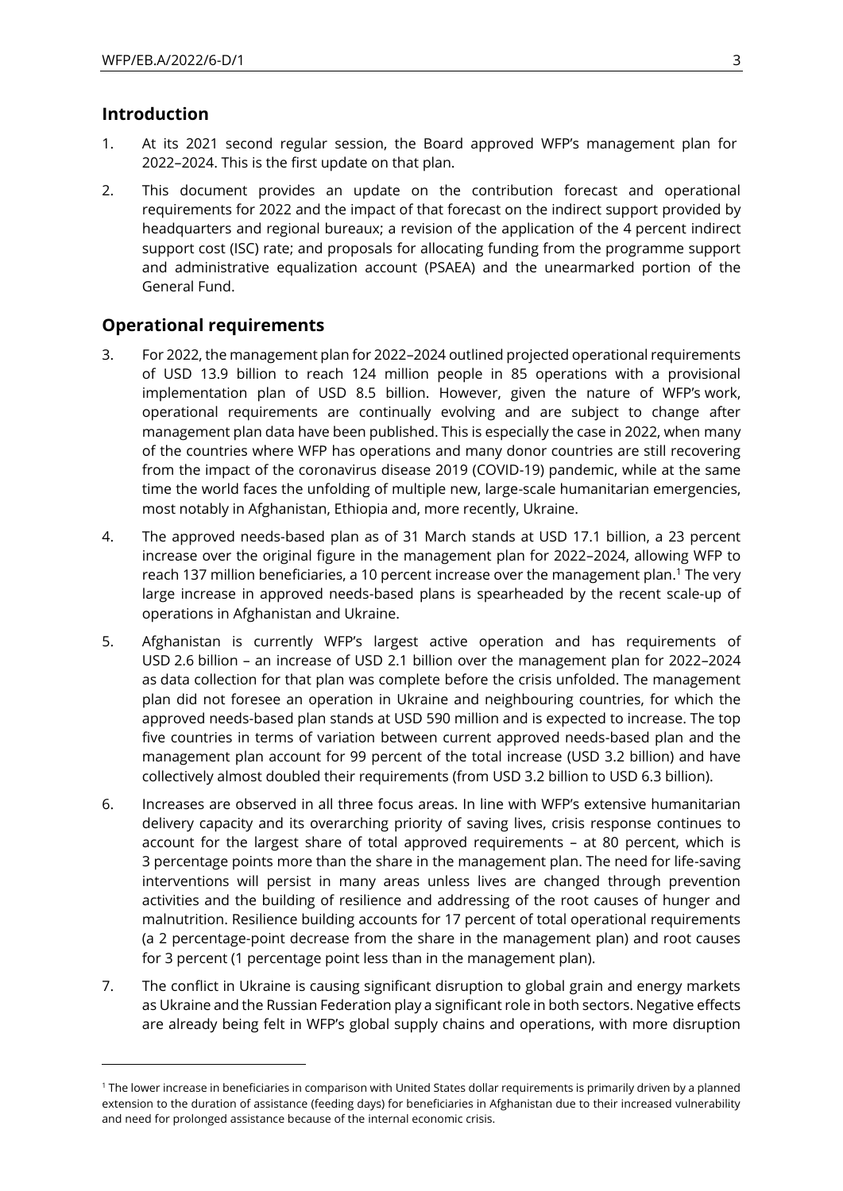## Introduction

1. At its 2021 second regular session, the Board approved WFP's management plan for 2022–2024. This is the first update on that plan.

2. This document provides an update on the contribution forecast and operational requirements for 2022 and the impact of that forecast on the indirect support provided by headquarters and regional bureaux; a revision of the application of the 4 percent indirect support cost (ISC) rate; and proposals for allocating funding from the programme support and administrative equalization account (PSAEA) and the unearmarked portion of the General Fund.

## Operational requirements

3. For 2022, the management plan for 2022–2024 outlined projected operational requirements of USD 13.9 billion to reach 124 million people in 85 operations with a provisional implementation plan of USD 8.5 billion. However, given the nature of WFP's work, operational requirements are continually evolving and are subject to change after management plan data have been published. This is especially the case in 2022, when many of the countries where WFP has operations and many donor countries are still recovering from the impact of the coronavirus disease 2019 (COVID-19) pandemic, while at the same time the world faces the unfolding of multiple new, large-scale humanitarian emergencies, most notably in Afghanistan, Ethiopia and, more recently, Ukraine.

4. The approved needs-based plan as of 31 March stands at USD 17.1 billion, a 23 percent increase over the original figure in the management plan for 2022–2024, allowing WFP to reach 137 million beneficiaries, a 10 percent increase over the management plan.[1] The very large increase in approved needs-based plans is spearheaded by the recent scale-up of operations in Afghanistan and Ukraine.

5. Afghanistan is currently WFP's largest active operation and has requirements of USD 2.6 billion – an increase of USD 2.1 billion over the management plan for 2022–2024 as data collection for that plan was complete before the crisis unfolded. The management plan did not foresee an operation in Ukraine and neighbouring countries, for which the approved needs-based plan stands at USD 590 million and is expected to increase. The top five countries in terms of variation between current approved needs-based plan and the management plan account for 99 percent of the total increase (USD 3.2 billion) and have collectively almost doubled their requirements (from USD 3.2 billion to USD 6.3 billion).

6. Increases are observed in all three focus areas. In line with WFP's extensive humanitarian delivery capacity and its overarching priority of saving lives, crisis response continues to account for the largest share of total approved requirements – at 80 percent, which is 3 percentage points more than the share in the management plan. The need for life-saving interventions will persist in many areas unless lives are changed through prevention activities and the building of resilience and addressing of the root causes of hunger and malnutrition. Resilience building accounts for 17 percent of total operational requirements (a 2 percentage-point decrease from the share in the management plan) and root causes for 3 percent (1 percentage point less than in the management plan).

7. The conflict in Ukraine is causing significant disruption to global grain and energy markets as Ukraine and the Russian Federation play a significant role in both sectors. Negative effects are already being felt in WFP's global supply chains and operations, with more disruption

---

[1] The lower increase in beneficiaries in comparison with United States dollar requirements is primarily driven by a planned extension to the duration of assistance (feeding days) for beneficiaries in Afghanistan due to their increased vulnerability and need for prolonged assistance because of the internal economic crisis.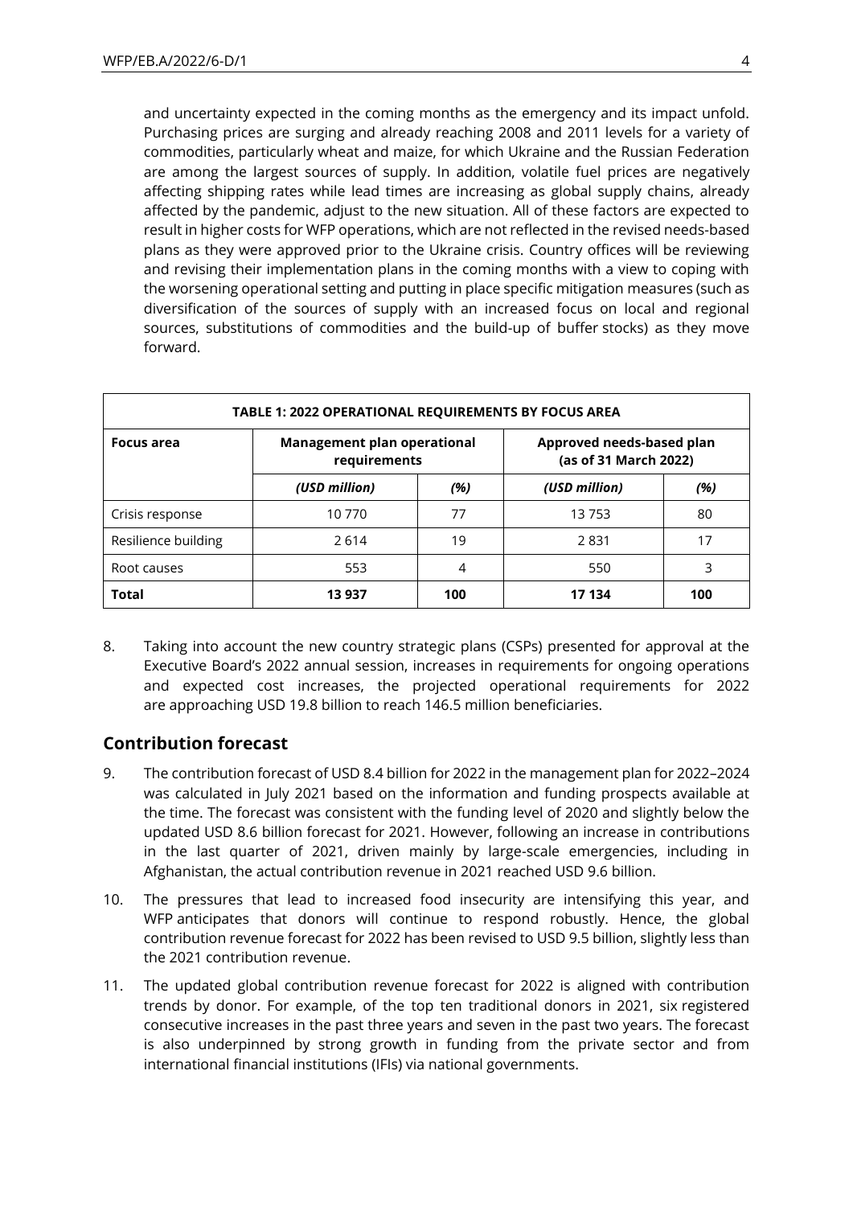and uncertainty expected in the coming months as the emergency and its impact unfold. Purchasing prices are surging and already reaching 2008 and 2011 levels for a variety of commodities, particularly wheat and maize, for which Ukraine and the Russian Federation are among the largest sources of supply. In addition, volatile fuel prices are negatively affecting shipping rates while lead times are increasing as global supply chains, already affected by the pandemic, adjust to the new situation. All of these factors are expected to result in higher costs for WFP operations, which are not reflected in the revised needs-based plans as they were approved prior to the Ukraine crisis. Country offices will be reviewing and revising their implementation plans in the coming months with a view to coping with the worsening operational setting and putting in place specific mitigation measures (such as diversification of the sources of supply with an increased focus on local and regional sources, substitutions of commodities and the build-up of buffer stocks) as they move forward.

| TABLE 1: 2022 OPERATIONAL REQUIREMENTS BY FOCUS AREA | | | | |
|---|---|---|---|---|
| **Focus area** | **Management plan operational requirements** | | **Approved needs-based plan (as of 31 March 2022)** | |
| | *(USD million)* | *(%)* | *(USD million)* | *(%)* |
| Crisis response | 10 770 | 77 | 13 753 | 80 |
| Resilience building | 2 614 | 19 | 2 831 | 17 |
| Root causes | 553 | 4 | 550 | 3 |
| **Total** | **13 937** | **100** | **17 134** | **100** |

8. Taking into account the new country strategic plans (CSPs) presented for approval at the Executive Board's 2022 annual session, increases in requirements for ongoing operations and expected cost increases, the projected operational requirements for 2022 are approaching USD 19.8 billion to reach 146.5 million beneficiaries.

## Contribution forecast

9. The contribution forecast of USD 8.4 billion for 2022 in the management plan for 2022–2024 was calculated in July 2021 based on the information and funding prospects available at the time. The forecast was consistent with the funding level of 2020 and slightly below the updated USD 8.6 billion forecast for 2021. However, following an increase in contributions in the last quarter of 2021, driven mainly by large-scale emergencies, including in Afghanistan, the actual contribution revenue in 2021 reached USD 9.6 billion.

10. The pressures that lead to increased food insecurity are intensifying this year, and WFP anticipates that donors will continue to respond robustly. Hence, the global contribution revenue forecast for 2022 has been revised to USD 9.5 billion, slightly less than the 2021 contribution revenue.

11. The updated global contribution revenue forecast for 2022 is aligned with contribution trends by donor. For example, of the top ten traditional donors in 2021, six registered consecutive increases in the past three years and seven in the past two years. The forecast is also underpinned by strong growth in funding from the private sector and from international financial institutions (IFIs) via national governments.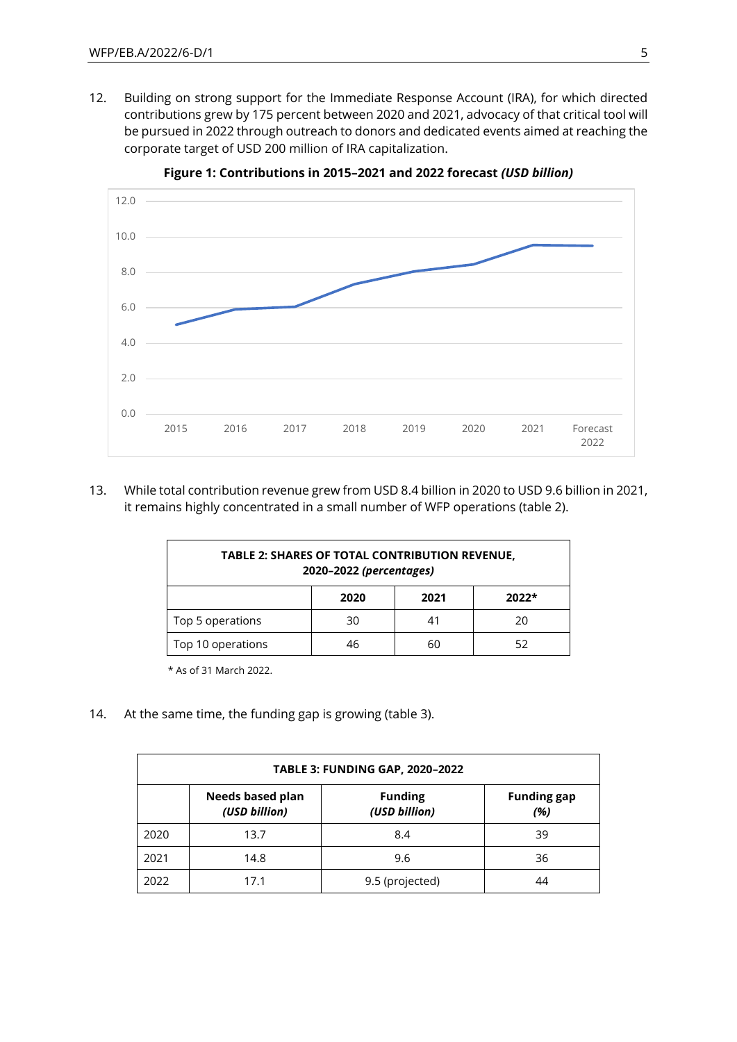12. Building on strong support for the Immediate Response Account (IRA), for which directed contributions grew by 175 percent between 2020 and 2021, advocacy of that critical tool will be pursued in 2022 through outreach to donors and dedicated events aimed at reaching the corporate target of USD 200 million of IRA capitalization.

**Figure 1: Contributions in 2015–2021 and 2022 forecast *(USD billion)***

13. While total contribution revenue grew from USD 8.4 billion in 2020 to USD 9.6 billion in 2021, it remains highly concentrated in a small number of WFP operations (table 2).

| TABLE 2: SHARES OF TOTAL CONTRIBUTION REVENUE, 2020–2022 *(percentages)* | | | |
|---|---|---|---|
| | **2020** | **2021** | **2022*** |
| Top 5 operations | 30 | 41 | 20 |
| Top 10 operations | 46 | 60 | 52 |

\* As of 31 March 2022.

14. At the same time, the funding gap is growing (table 3).

| TABLE 3: FUNDING GAP, 2020–2022 | | | |
|---|---|---|---|
| | **Needs based plan *(USD billion)*** | **Funding *(USD billion)*** | **Funding gap *(%)*** |
| 2020 | 13.7 | 8.4 | 39 |
| 2021 | 14.8 | 9.6 | 36 |
| 2022 | 17.1 | 9.5 (projected) | 44 |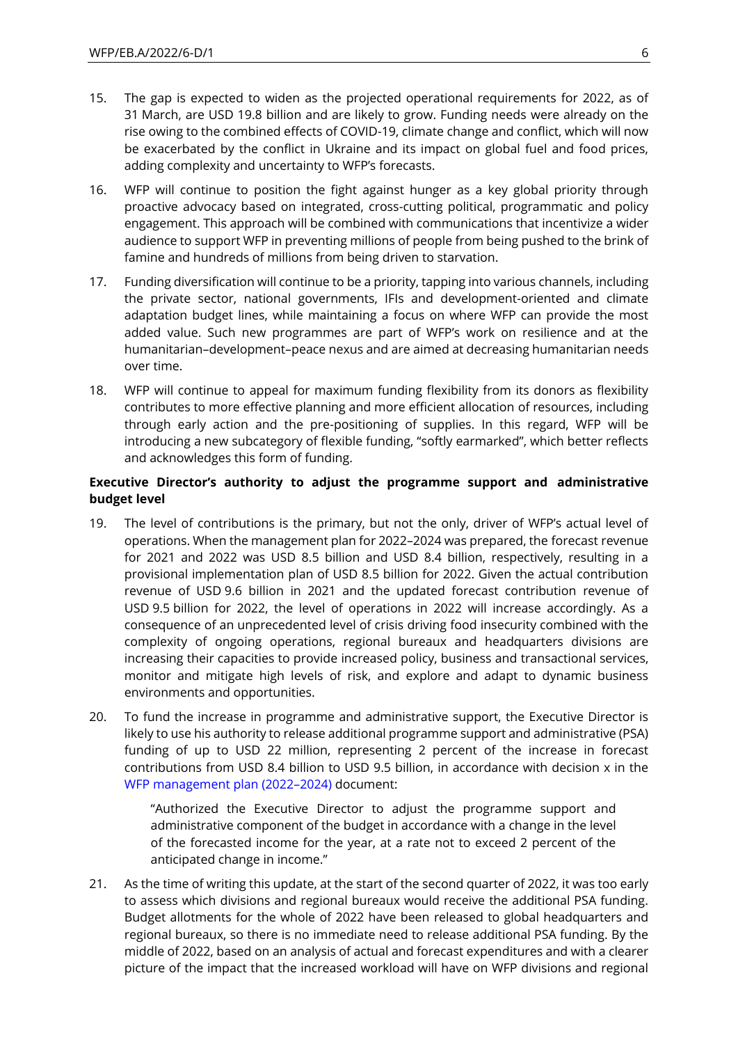15. The gap is expected to widen as the projected operational requirements for 2022, as of 31 March, are USD 19.8 billion and are likely to grow. Funding needs were already on the rise owing to the combined effects of COVID-19, climate change and conflict, which will now be exacerbated by the conflict in Ukraine and its impact on global fuel and food prices, adding complexity and uncertainty to WFP's forecasts.

16. WFP will continue to position the fight against hunger as a key global priority through proactive advocacy based on integrated, cross-cutting political, programmatic and policy engagement. This approach will be combined with communications that incentivize a wider audience to support WFP in preventing millions of people from being pushed to the brink of famine and hundreds of millions from being driven to starvation.

17. Funding diversification will continue to be a priority, tapping into various channels, including the private sector, national governments, IFIs and development-oriented and climate adaptation budget lines, while maintaining a focus on where WFP can provide the most added value. Such new programmes are part of WFP's work on resilience and at the humanitarian–development–peace nexus and are aimed at decreasing humanitarian needs over time.

18. WFP will continue to appeal for maximum funding flexibility from its donors as flexibility contributes to more effective planning and more efficient allocation of resources, including through early action and the pre-positioning of supplies. In this regard, WFP will be introducing a new subcategory of flexible funding, "softly earmarked", which better reflects and acknowledges this form of funding.

**Executive Director's authority to adjust the programme support and administrative budget level**

19. The level of contributions is the primary, but not the only, driver of WFP's actual level of operations. When the management plan for 2022–2024 was prepared, the forecast revenue for 2021 and 2022 was USD 8.5 billion and USD 8.4 billion, respectively, resulting in a provisional implementation plan of USD 8.5 billion for 2022. Given the actual contribution revenue of USD 9.6 billion in 2021 and the updated forecast contribution revenue of USD 9.5 billion for 2022, the level of operations in 2022 will increase accordingly. As a consequence of an unprecedented level of crisis driving food insecurity combined with the complexity of ongoing operations, regional bureaux and headquarters divisions are increasing their capacities to provide increased policy, business and transactional services, monitor and mitigate high levels of risk, and explore and adapt to dynamic business environments and opportunities.

20. To fund the increase in programme and administrative support, the Executive Director is likely to use his authority to release additional programme support and administrative (PSA) funding of up to USD 22 million, representing 2 percent of the increase in forecast contributions from USD 8.4 billion to USD 9.5 billion, in accordance with decision x in the WFP management plan (2022–2024) document:

   > "Authorized the Executive Director to adjust the programme support and administrative component of the budget in accordance with a change in the level of the forecasted income for the year, at a rate not to exceed 2 percent of the anticipated change in income."

21. As the time of writing this update, at the start of the second quarter of 2022, it was too early to assess which divisions and regional bureaux would receive the additional PSA funding. Budget allotments for the whole of 2022 have been released to global headquarters and regional bureaux, so there is no immediate need to release additional PSA funding. By the middle of 2022, based on an analysis of actual and forecast expenditures and with a clearer picture of the impact that the increased workload will have on WFP divisions and regional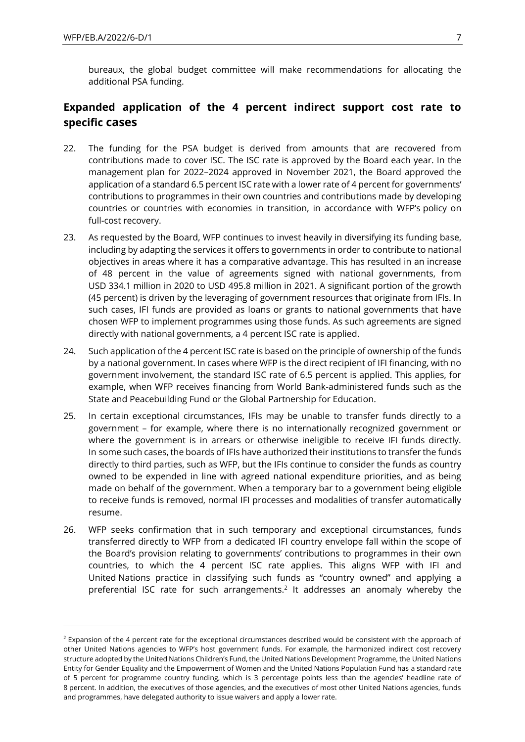bureaux, the global budget committee will make recommendations for allocating the additional PSA funding.

## Expanded application of the 4 percent indirect support cost rate to specific cases

22. The funding for the PSA budget is derived from amounts that are recovered from contributions made to cover ISC. The ISC rate is approved by the Board each year. In the management plan for 2022–2024 approved in November 2021, the Board approved the application of a standard 6.5 percent ISC rate with a lower rate of 4 percent for governments' contributions to programmes in their own countries and contributions made by developing countries or countries with economies in transition, in accordance with WFP's policy on full-cost recovery.

23. As requested by the Board, WFP continues to invest heavily in diversifying its funding base, including by adapting the services it offers to governments in order to contribute to national objectives in areas where it has a comparative advantage. This has resulted in an increase of 48 percent in the value of agreements signed with national governments, from USD 334.1 million in 2020 to USD 495.8 million in 2021. A significant portion of the growth (45 percent) is driven by the leveraging of government resources that originate from IFIs. In such cases, IFI funds are provided as loans or grants to national governments that have chosen WFP to implement programmes using those funds. As such agreements are signed directly with national governments, a 4 percent ISC rate is applied.

24. Such application of the 4 percent ISC rate is based on the principle of ownership of the funds by a national government. In cases where WFP is the direct recipient of IFI financing, with no government involvement, the standard ISC rate of 6.5 percent is applied. This applies, for example, when WFP receives financing from World Bank-administered funds such as the State and Peacebuilding Fund or the Global Partnership for Education.

25. In certain exceptional circumstances, IFIs may be unable to transfer funds directly to a government – for example, where there is no internationally recognized government or where the government is in arrears or otherwise ineligible to receive IFI funds directly. In some such cases, the boards of IFIs have authorized their institutions to transfer the funds directly to third parties, such as WFP, but the IFIs continue to consider the funds as country owned to be expended in line with agreed national expenditure priorities, and as being made on behalf of the government. When a temporary bar to a government being eligible to receive funds is removed, normal IFI processes and modalities of transfer automatically resume.

26. WFP seeks confirmation that in such temporary and exceptional circumstances, funds transferred directly to WFP from a dedicated IFI country envelope fall within the scope of the Board's provision relating to governments' contributions to programmes in their own countries, to which the 4 percent ISC rate applies. This aligns WFP with IFI and United Nations practice in classifying such funds as "country owned" and applying a preferential ISC rate for such arrangements.[2] It addresses an anomaly whereby the

---

[2] Expansion of the 4 percent rate for the exceptional circumstances described would be consistent with the approach of other United Nations agencies to WFP's host government funds. For example, the harmonized indirect cost recovery structure adopted by the United Nations Children's Fund, the United Nations Development Programme, the United Nations Entity for Gender Equality and the Empowerment of Women and the United Nations Population Fund has a standard rate of 5 percent for programme country funding, which is 3 percentage points less than the agencies' headline rate of 8 percent. In addition, the executives of those agencies, and the executives of most other United Nations agencies, funds and programmes, have delegated authority to issue waivers and apply a lower rate.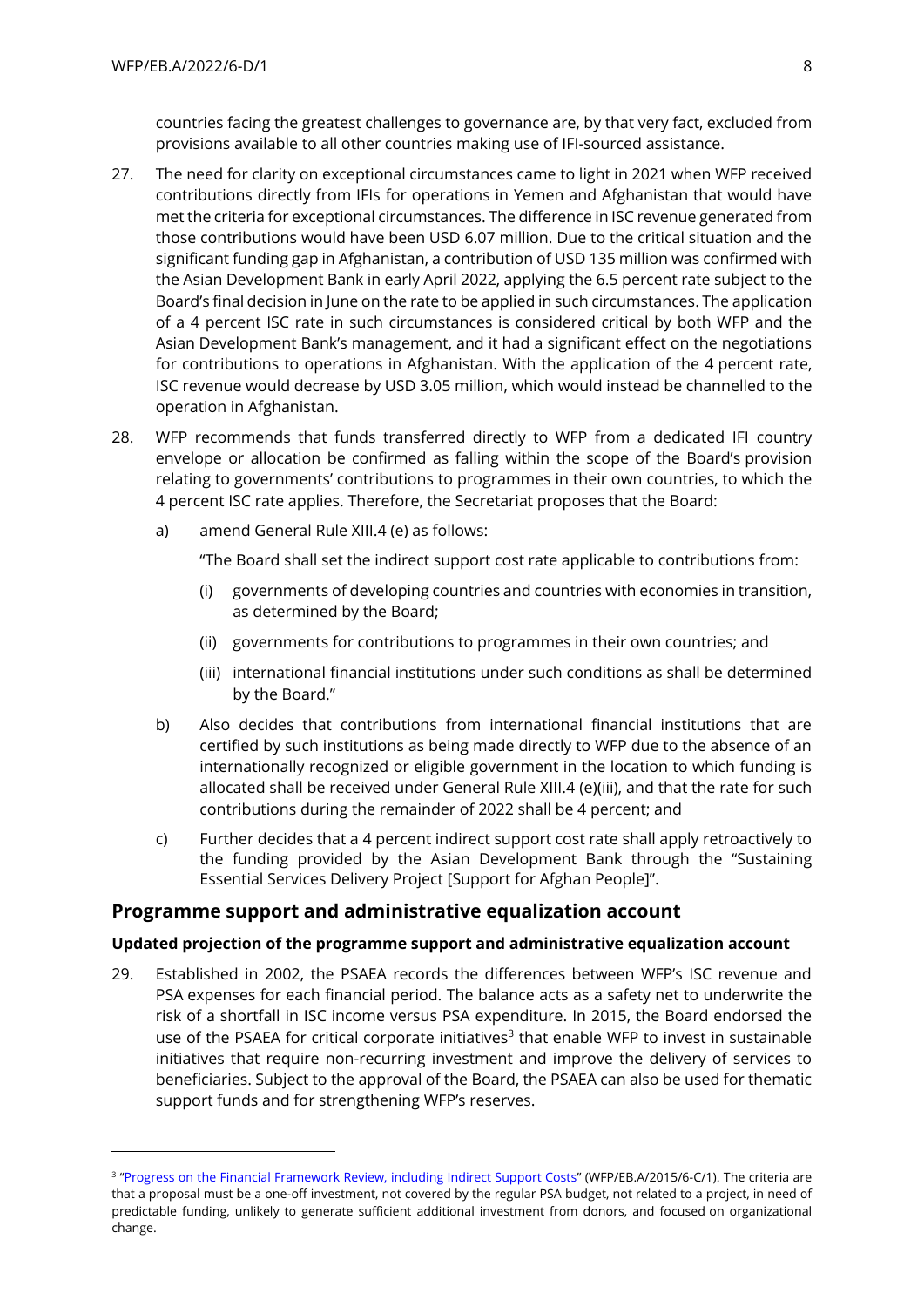countries facing the greatest challenges to governance are, by that very fact, excluded from provisions available to all other countries making use of IFI-sourced assistance.

27. The need for clarity on exceptional circumstances came to light in 2021 when WFP received contributions directly from IFIs for operations in Yemen and Afghanistan that would have met the criteria for exceptional circumstances. The difference in ISC revenue generated from those contributions would have been USD 6.07 million. Due to the critical situation and the significant funding gap in Afghanistan, a contribution of USD 135 million was confirmed with the Asian Development Bank in early April 2022, applying the 6.5 percent rate subject to the Board's final decision in June on the rate to be applied in such circumstances. The application of a 4 percent ISC rate in such circumstances is considered critical by both WFP and the Asian Development Bank's management, and it had a significant effect on the negotiations for contributions to operations in Afghanistan. With the application of the 4 percent rate, ISC revenue would decrease by USD 3.05 million, which would instead be channelled to the operation in Afghanistan.

28. WFP recommends that funds transferred directly to WFP from a dedicated IFI country envelope or allocation be confirmed as falling within the scope of the Board's provision relating to governments' contributions to programmes in their own countries, to which the 4 percent ISC rate applies. Therefore, the Secretariat proposes that the Board:

    a) amend General Rule XIII.4 (e) as follows:

       "The Board shall set the indirect support cost rate applicable to contributions from:

       (i) governments of developing countries and countries with economies in transition, as determined by the Board;

       (ii) governments for contributions to programmes in their own countries; and

       (iii) international financial institutions under such conditions as shall be determined by the Board."

    b) Also decides that contributions from international financial institutions that are certified by such institutions as being made directly to WFP due to the absence of an internationally recognized or eligible government in the location to which funding is allocated shall be received under General Rule XIII.4 (e)(iii), and that the rate for such contributions during the remainder of 2022 shall be 4 percent; and

    c) Further decides that a 4 percent indirect support cost rate shall apply retroactively to the funding provided by the Asian Development Bank through the "Sustaining Essential Services Delivery Project [Support for Afghan People]".

## Programme support and administrative equalization account

### Updated projection of the programme support and administrative equalization account

29. Established in 2002, the PSAEA records the differences between WFP's ISC revenue and PSA expenses for each financial period. The balance acts as a safety net to underwrite the risk of a shortfall in ISC income versus PSA expenditure. In 2015, the Board endorsed the use of the PSAEA for critical corporate initiatives[3] that enable WFP to invest in sustainable initiatives that require non-recurring investment and improve the delivery of services to beneficiaries. Subject to the approval of the Board, the PSAEA can also be used for thematic support funds and for strengthening WFP's reserves.

---

[3] "Progress on the Financial Framework Review, including Indirect Support Costs" (WFP/EB.A/2015/6-C/1). The criteria are that a proposal must be a one-off investment, not covered by the regular PSA budget, not related to a project, in need of predictable funding, unlikely to generate sufficient additional investment from donors, and focused on organizational change.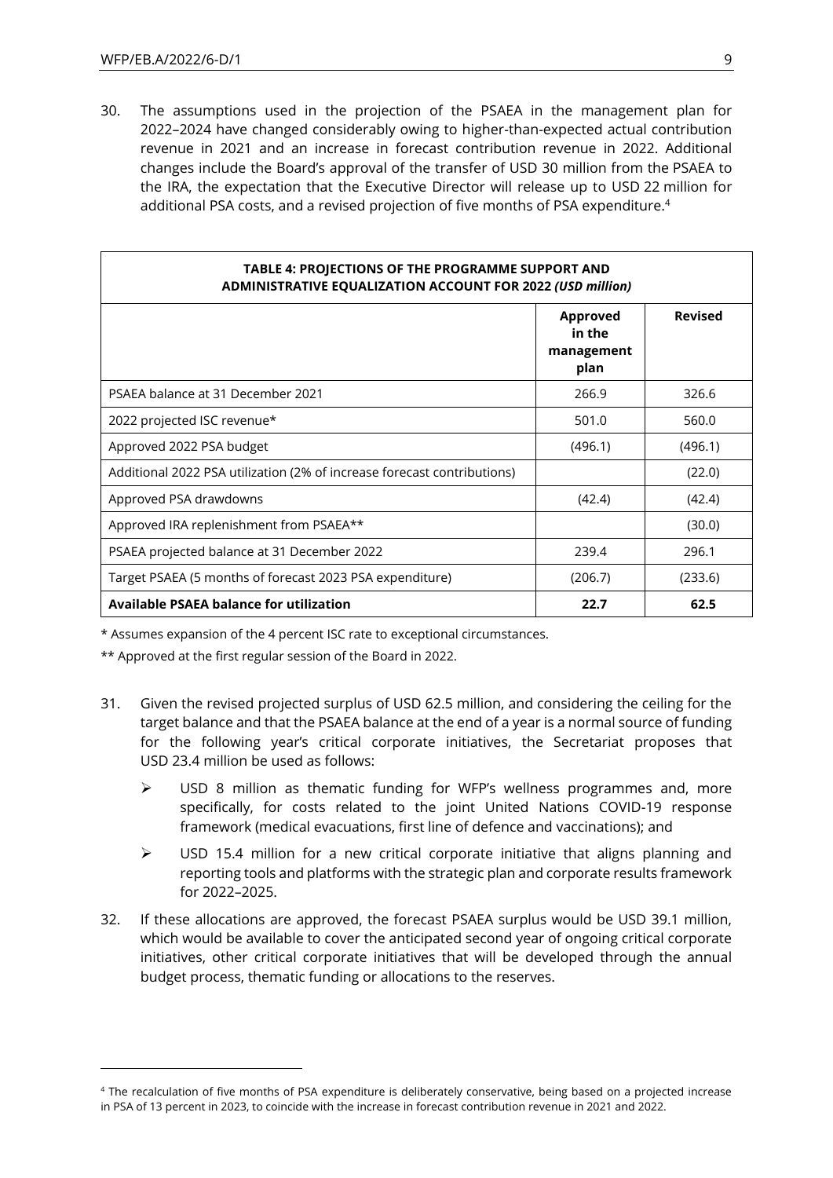30. The assumptions used in the projection of the PSAEA in the management plan for 2022–2024 have changed considerably owing to higher-than-expected actual contribution revenue in 2021 and an increase in forecast contribution revenue in 2022. Additional changes include the Board's approval of the transfer of USD 30 million from the PSAEA to the IRA, the expectation that the Executive Director will release up to USD 22 million for additional PSA costs, and a revised projection of five months of PSA expenditure.[4]

**TABLE 4: PROJECTIONS OF THE PROGRAMME SUPPORT AND ADMINISTRATIVE EQUALIZATION ACCOUNT FOR 2022 *(USD million)***

| | Approved in the management plan | Revised |
|---|---|---|
| PSAEA balance at 31 December 2021 | 266.9 | 326.6 |
| 2022 projected ISC revenue* | 501.0 | 560.0 |
| Approved 2022 PSA budget | (496.1) | (496.1) |
| Additional 2022 PSA utilization (2% of increase forecast contributions) | | (22.0) |
| Approved PSA drawdowns | (42.4) | (42.4) |
| Approved IRA replenishment from PSAEA** | | (30.0) |
| PSAEA projected balance at 31 December 2022 | 239.4 | 296.1 |
| Target PSAEA (5 months of forecast 2023 PSA expenditure) | (206.7) | (233.6) |
| **Available PSAEA balance for utilization** | **22.7** | **62.5** |

\* Assumes expansion of the 4 percent ISC rate to exceptional circumstances.

\*\* Approved at the first regular session of the Board in 2022.

31. Given the revised projected surplus of USD 62.5 million, and considering the ceiling for the target balance and that the PSAEA balance at the end of a year is a normal source of funding for the following year's critical corporate initiatives, the Secretariat proposes that USD 23.4 million be used as follows:

    - USD 8 million as thematic funding for WFP's wellness programmes and, more specifically, for costs related to the joint United Nations COVID-19 response framework (medical evacuations, first line of defence and vaccinations); and
    - USD 15.4 million for a new critical corporate initiative that aligns planning and reporting tools and platforms with the strategic plan and corporate results framework for 2022–2025.

32. If these allocations are approved, the forecast PSAEA surplus would be USD 39.1 million, which would be available to cover the anticipated second year of ongoing critical corporate initiatives, other critical corporate initiatives that will be developed through the annual budget process, thematic funding or allocations to the reserves.

---

[4] The recalculation of five months of PSA expenditure is deliberately conservative, being based on a projected increase in PSA of 13 percent in 2023, to coincide with the increase in forecast contribution revenue in 2021 and 2022.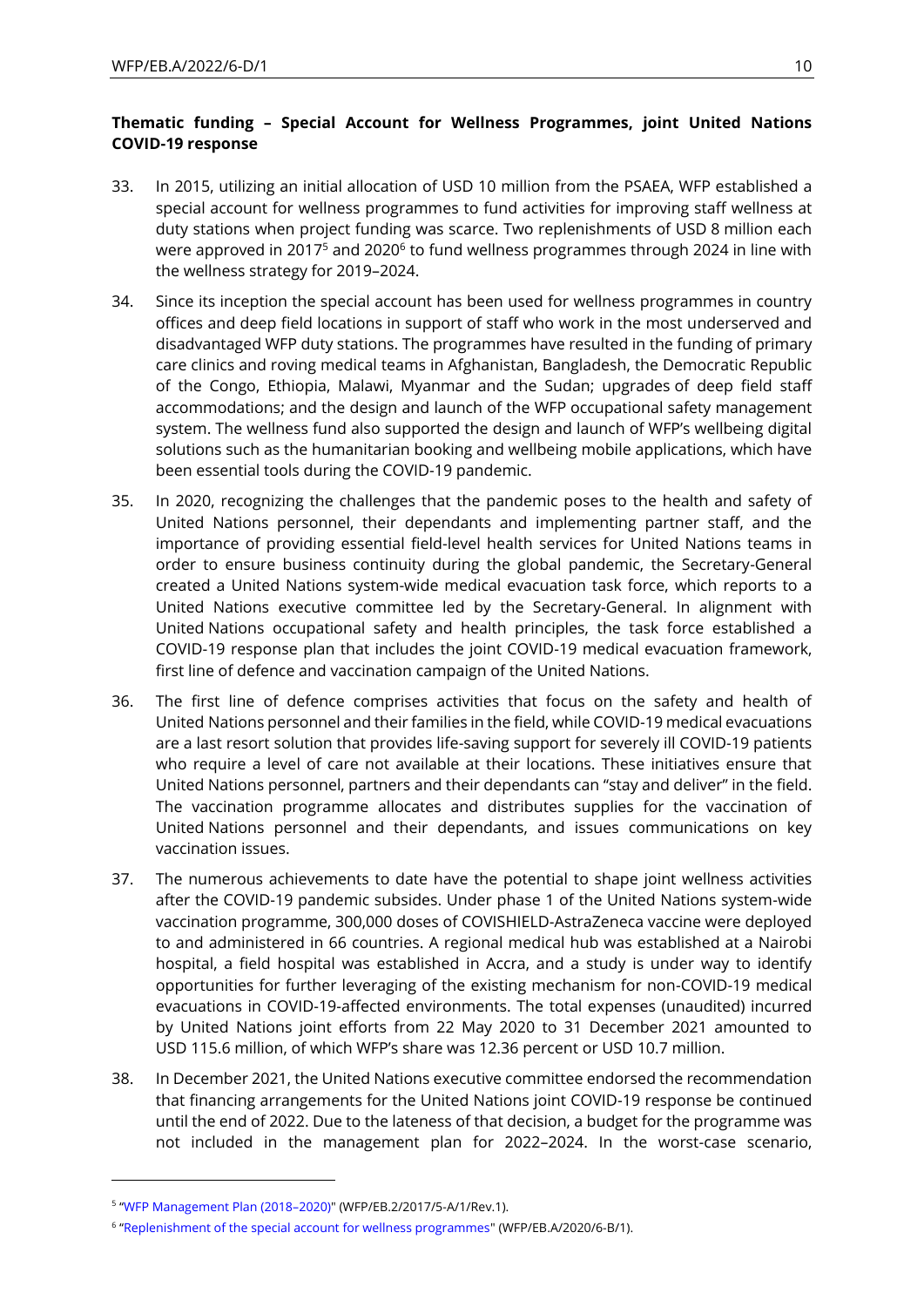**Thematic funding – Special Account for Wellness Programmes, joint United Nations COVID-19 response**

33. In 2015, utilizing an initial allocation of USD 10 million from the PSAEA, WFP established a special account for wellness programmes to fund activities for improving staff wellness at duty stations when project funding was scarce. Two replenishments of USD 8 million each were approved in 2017[5] and 2020[6] to fund wellness programmes through 2024 in line with the wellness strategy for 2019–2024.

34. Since its inception the special account has been used for wellness programmes in country offices and deep field locations in support of staff who work in the most underserved and disadvantaged WFP duty stations. The programmes have resulted in the funding of primary care clinics and roving medical teams in Afghanistan, Bangladesh, the Democratic Republic of the Congo, Ethiopia, Malawi, Myanmar and the Sudan; upgrades of deep field staff accommodations; and the design and launch of the WFP occupational safety management system. The wellness fund also supported the design and launch of WFP's wellbeing digital solutions such as the humanitarian booking and wellbeing mobile applications, which have been essential tools during the COVID-19 pandemic.

35. In 2020, recognizing the challenges that the pandemic poses to the health and safety of United Nations personnel, their dependants and implementing partner staff, and the importance of providing essential field-level health services for United Nations teams in order to ensure business continuity during the global pandemic, the Secretary-General created a United Nations system-wide medical evacuation task force, which reports to a United Nations executive committee led by the Secretary-General. In alignment with United Nations occupational safety and health principles, the task force established a COVID-19 response plan that includes the joint COVID-19 medical evacuation framework, first line of defence and vaccination campaign of the United Nations.

36. The first line of defence comprises activities that focus on the safety and health of United Nations personnel and their families in the field, while COVID-19 medical evacuations are a last resort solution that provides life-saving support for severely ill COVID-19 patients who require a level of care not available at their locations. These initiatives ensure that United Nations personnel, partners and their dependants can "stay and deliver" in the field. The vaccination programme allocates and distributes supplies for the vaccination of United Nations personnel and their dependants, and issues communications on key vaccination issues.

37. The numerous achievements to date have the potential to shape joint wellness activities after the COVID-19 pandemic subsides. Under phase 1 of the United Nations system-wide vaccination programme, 300,000 doses of COVISHIELD-AstraZeneca vaccine were deployed to and administered in 66 countries. A regional medical hub was established at a Nairobi hospital, a field hospital was established in Accra, and a study is under way to identify opportunities for further leveraging of the existing mechanism for non-COVID-19 medical evacuations in COVID-19-affected environments. The total expenses (unaudited) incurred by United Nations joint efforts from 22 May 2020 to 31 December 2021 amounted to USD 115.6 million, of which WFP's share was 12.36 percent or USD 10.7 million.

38. In December 2021, the United Nations executive committee endorsed the recommendation that financing arrangements for the United Nations joint COVID-19 response be continued until the end of 2022. Due to the lateness of that decision, a budget for the programme was not included in the management plan for 2022–2024. In the worst-case scenario,

---

[5] "WFP Management Plan (2018–2020)" (WFP/EB.2/2017/5-A/1/Rev.1).

[6] "Replenishment of the special account for wellness programmes" (WFP/EB.A/2020/6-B/1).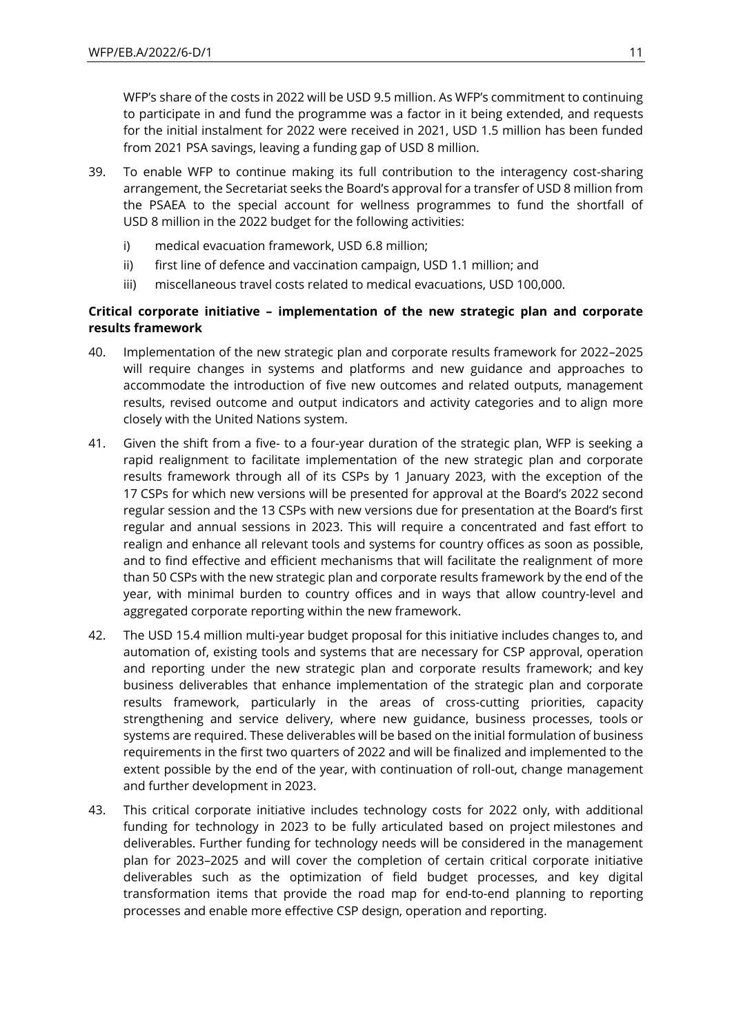WFP's share of the costs in 2022 will be USD 9.5 million. As WFP's commitment to continuing to participate in and fund the programme was a factor in it being extended, and requests for the initial instalment for 2022 were received in 2021, USD 1.5 million has been funded from 2021 PSA savings, leaving a funding gap of USD 8 million.

39. To enable WFP to continue making its full contribution to the interagency cost-sharing arrangement, the Secretariat seeks the Board's approval for a transfer of USD 8 million from the PSAEA to the special account for wellness programmes to fund the shortfall of USD 8 million in the 2022 budget for the following activities:

    i) medical evacuation framework, USD 6.8 million;

    ii) first line of defence and vaccination campaign, USD 1.1 million; and

    iii) miscellaneous travel costs related to medical evacuations, USD 100,000.

**Critical corporate initiative – implementation of the new strategic plan and corporate results framework**

40. Implementation of the new strategic plan and corporate results framework for 2022–2025 will require changes in systems and platforms and new guidance and approaches to accommodate the introduction of five new outcomes and related outputs, management results, revised outcome and output indicators and activity categories and to align more closely with the United Nations system.

41. Given the shift from a five- to a four-year duration of the strategic plan, WFP is seeking a rapid realignment to facilitate implementation of the new strategic plan and corporate results framework through all of its CSPs by 1 January 2023, with the exception of the 17 CSPs for which new versions will be presented for approval at the Board's 2022 second regular session and the 13 CSPs with new versions due for presentation at the Board's first regular and annual sessions in 2023. This will require a concentrated and fast effort to realign and enhance all relevant tools and systems for country offices as soon as possible, and to find effective and efficient mechanisms that will facilitate the realignment of more than 50 CSPs with the new strategic plan and corporate results framework by the end of the year, with minimal burden to country offices and in ways that allow country-level and aggregated corporate reporting within the new framework.

42. The USD 15.4 million multi-year budget proposal for this initiative includes changes to, and automation of, existing tools and systems that are necessary for CSP approval, operation and reporting under the new strategic plan and corporate results framework; and key business deliverables that enhance implementation of the strategic plan and corporate results framework, particularly in the areas of cross-cutting priorities, capacity strengthening and service delivery, where new guidance, business processes, tools or systems are required. These deliverables will be based on the initial formulation of business requirements in the first two quarters of 2022 and will be finalized and implemented to the extent possible by the end of the year, with continuation of roll-out, change management and further development in 2023.

43. This critical corporate initiative includes technology costs for 2022 only, with additional funding for technology in 2023 to be fully articulated based on project milestones and deliverables. Further funding for technology needs will be considered in the management plan for 2023–2025 and will cover the completion of certain critical corporate initiative deliverables such as the optimization of field budget processes, and key digital transformation items that provide the road map for end-to-end planning to reporting processes and enable more effective CSP design, operation and reporting.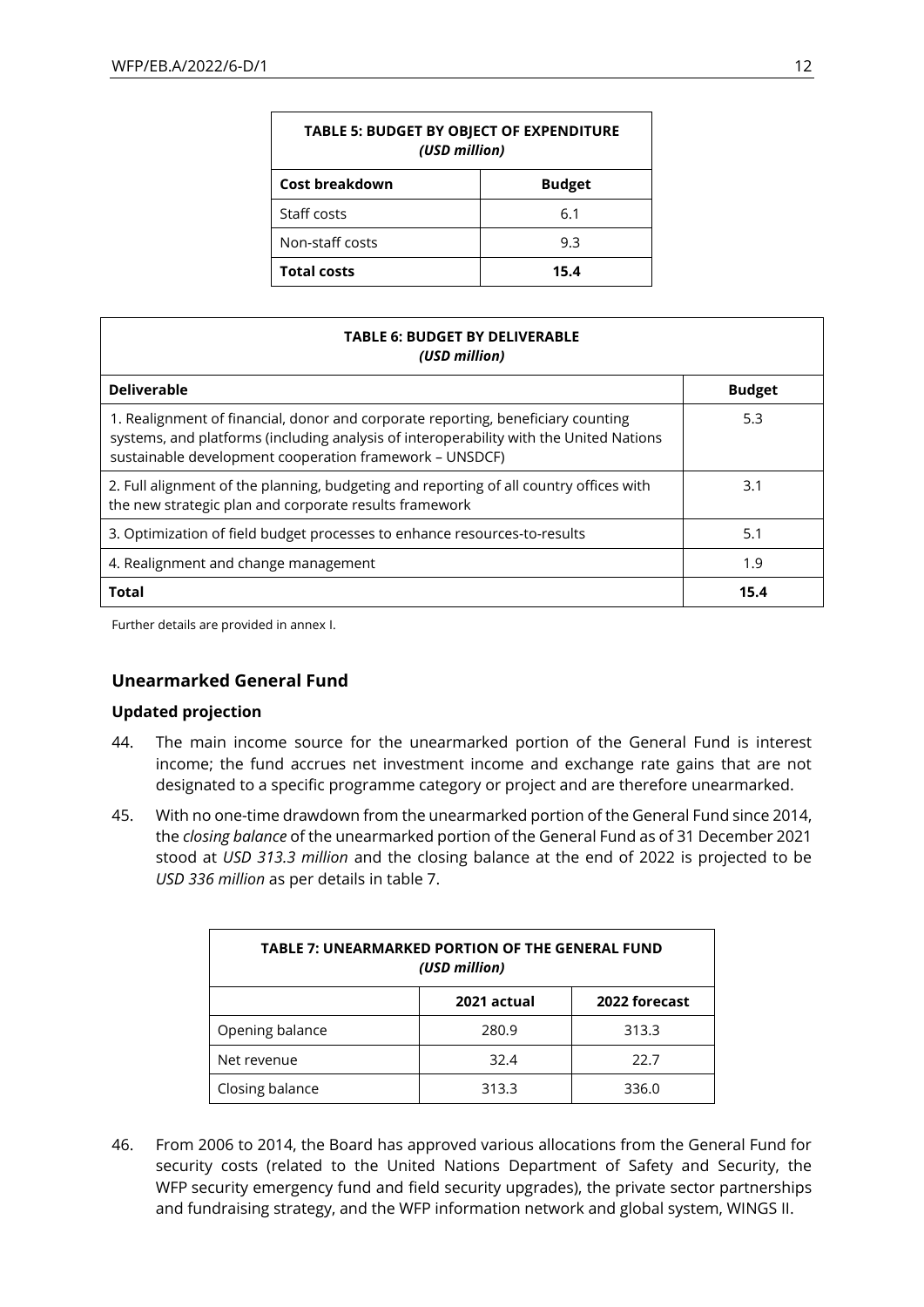**TABLE 5: BUDGET BY OBJECT OF EXPENDITURE**
*(USD million)*

| Cost breakdown | Budget |
|---|---|
| Staff costs | 6.1 |
| Non-staff costs | 9.3 |
| **Total costs** | **15.4** |

**TABLE 6: BUDGET BY DELIVERABLE**
*(USD million)*

| Deliverable | Budget |
|---|---|
| 1. Realignment of financial, donor and corporate reporting, beneficiary counting systems, and platforms (including analysis of interoperability with the United Nations sustainable development cooperation framework – UNSDCF) | 5.3 |
| 2. Full alignment of the planning, budgeting and reporting of all country offices with the new strategic plan and corporate results framework | 3.1 |
| 3. Optimization of field budget processes to enhance resources-to-results | 5.1 |
| 4. Realignment and change management | 1.9 |
| **Total** | **15.4** |

Further details are provided in annex I.

## Unearmarked General Fund

### Updated projection

44. The main income source for the unearmarked portion of the General Fund is interest income; the fund accrues net investment income and exchange rate gains that are not designated to a specific programme category or project and are therefore unearmarked.

45. With no one-time drawdown from the unearmarked portion of the General Fund since 2014, the *closing balance* of the unearmarked portion of the General Fund as of 31 December 2021 stood at *USD 313.3 million* and the closing balance at the end of 2022 is projected to be *USD 336 million* as per details in table 7.

**TABLE 7: UNEARMARKED PORTION OF THE GENERAL FUND**
*(USD million)*

| | 2021 actual | 2022 forecast |
|---|---|---|
| Opening balance | 280.9 | 313.3 |
| Net revenue | 32.4 | 22.7 |
| Closing balance | 313.3 | 336.0 |

46. From 2006 to 2014, the Board has approved various allocations from the General Fund for security costs (related to the United Nations Department of Safety and Security, the WFP security emergency fund and field security upgrades), the private sector partnerships and fundraising strategy, and the WFP information network and global system, WINGS II.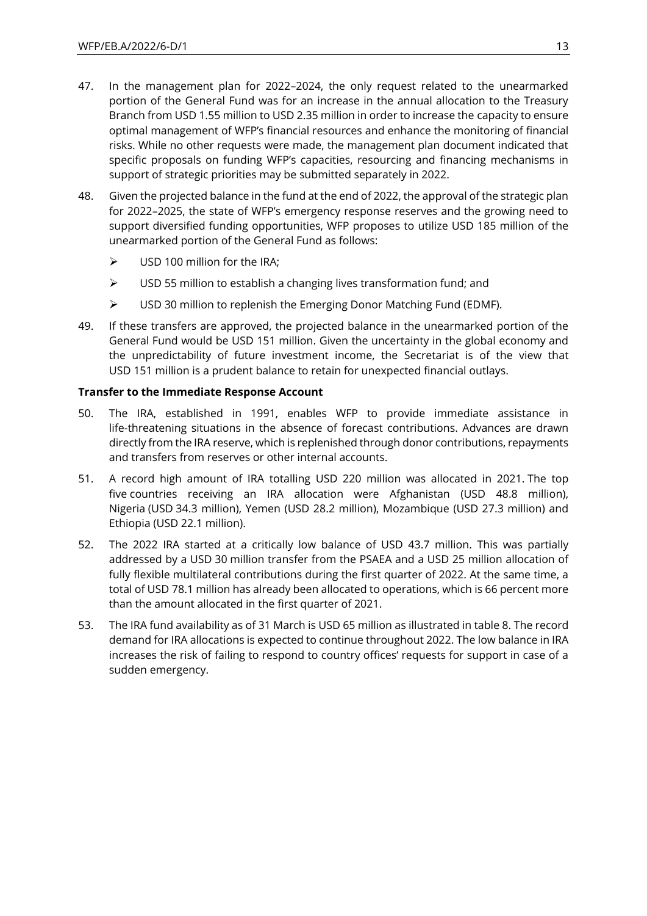47. In the management plan for 2022–2024, the only request related to the unearmarked portion of the General Fund was for an increase in the annual allocation to the Treasury Branch from USD 1.55 million to USD 2.35 million in order to increase the capacity to ensure optimal management of WFP's financial resources and enhance the monitoring of financial risks. While no other requests were made, the management plan document indicated that specific proposals on funding WFP's capacities, resourcing and financing mechanisms in support of strategic priorities may be submitted separately in 2022.

48. Given the projected balance in the fund at the end of 2022, the approval of the strategic plan for 2022–2025, the state of WFP's emergency response reserves and the growing need to support diversified funding opportunities, WFP proposes to utilize USD 185 million of the unearmarked portion of the General Fund as follows:

   - USD 100 million for the IRA;
   - USD 55 million to establish a changing lives transformation fund; and
   - USD 30 million to replenish the Emerging Donor Matching Fund (EDMF).

49. If these transfers are approved, the projected balance in the unearmarked portion of the General Fund would be USD 151 million. Given the uncertainty in the global economy and the unpredictability of future investment income, the Secretariat is of the view that USD 151 million is a prudent balance to retain for unexpected financial outlays.

**Transfer to the Immediate Response Account**

50. The IRA, established in 1991, enables WFP to provide immediate assistance in life-threatening situations in the absence of forecast contributions. Advances are drawn directly from the IRA reserve, which is replenished through donor contributions, repayments and transfers from reserves or other internal accounts.

51. A record high amount of IRA totalling USD 220 million was allocated in 2021. The top five countries receiving an IRA allocation were Afghanistan (USD 48.8 million), Nigeria (USD 34.3 million), Yemen (USD 28.2 million), Mozambique (USD 27.3 million) and Ethiopia (USD 22.1 million).

52. The 2022 IRA started at a critically low balance of USD 43.7 million. This was partially addressed by a USD 30 million transfer from the PSAEA and a USD 25 million allocation of fully flexible multilateral contributions during the first quarter of 2022. At the same time, a total of USD 78.1 million has already been allocated to operations, which is 66 percent more than the amount allocated in the first quarter of 2021.

53. The IRA fund availability as of 31 March is USD 65 million as illustrated in table 8. The record demand for IRA allocations is expected to continue throughout 2022. The low balance in IRA increases the risk of failing to respond to country offices' requests for support in case of a sudden emergency.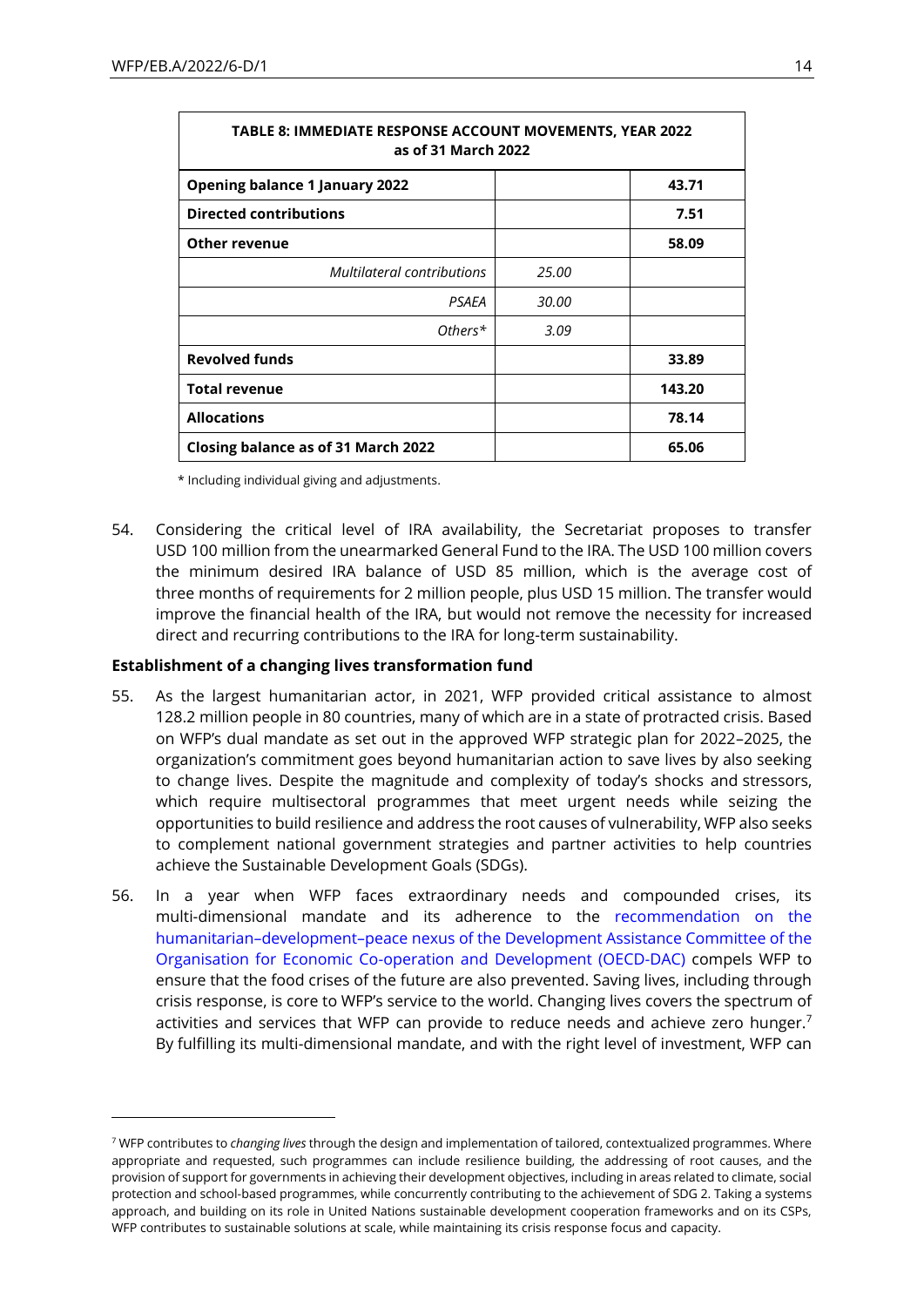| TABLE 8: IMMEDIATE RESPONSE ACCOUNT MOVEMENTS, YEAR 2022 as of 31 March 2022 | | |
|---|---|---|
| **Opening balance 1 January 2022** | | **43.71** |
| **Directed contributions** | | **7.51** |
| **Other revenue** | | **58.09** |
| *Multilateral contributions* | *25.00* | |
| *PSAEA* | *30.00* | |
| *Others** | *3.09* | |
| **Revolved funds** | | **33.89** |
| **Total revenue** | | **143.20** |
| **Allocations** | | **78.14** |
| **Closing balance as of 31 March 2022** | | **65.06** |

* Including individual giving and adjustments.

54. Considering the critical level of IRA availability, the Secretariat proposes to transfer USD 100 million from the unearmarked General Fund to the IRA. The USD 100 million covers the minimum desired IRA balance of USD 85 million, which is the average cost of three months of requirements for 2 million people, plus USD 15 million. The transfer would improve the financial health of the IRA, but would not remove the necessity for increased direct and recurring contributions to the IRA for long-term sustainability.

### Establishment of a changing lives transformation fund

55. As the largest humanitarian actor, in 2021, WFP provided critical assistance to almost 128.2 million people in 80 countries, many of which are in a state of protracted crisis. Based on WFP's dual mandate as set out in the approved WFP strategic plan for 2022–2025, the organization's commitment goes beyond humanitarian action to save lives by also seeking to change lives. Despite the magnitude and complexity of today's shocks and stressors, which require multisectoral programmes that meet urgent needs while seizing the opportunities to build resilience and address the root causes of vulnerability, WFP also seeks to complement national government strategies and partner activities to help countries achieve the Sustainable Development Goals (SDGs).

56. In a year when WFP faces extraordinary needs and compounded crises, its multi-dimensional mandate and its adherence to the recommendation on the humanitarian–development–peace nexus of the Development Assistance Committee of the Organisation for Economic Co-operation and Development (OECD-DAC) compels WFP to ensure that the food crises of the future are also prevented. Saving lives, including through crisis response, is core to WFP's service to the world. Changing lives covers the spectrum of activities and services that WFP can provide to reduce needs and achieve zero hunger.[7] By fulfilling its multi-dimensional mandate, and with the right level of investment, WFP can

[7] WFP contributes to *changing lives* through the design and implementation of tailored, contextualized programmes. Where appropriate and requested, such programmes can include resilience building, the addressing of root causes, and the provision of support for governments in achieving their development objectives, including in areas related to climate, social protection and school-based programmes, while concurrently contributing to the achievement of SDG 2. Taking a systems approach, and building on its role in United Nations sustainable development cooperation frameworks and on its CSPs, WFP contributes to sustainable solutions at scale, while maintaining its crisis response focus and capacity.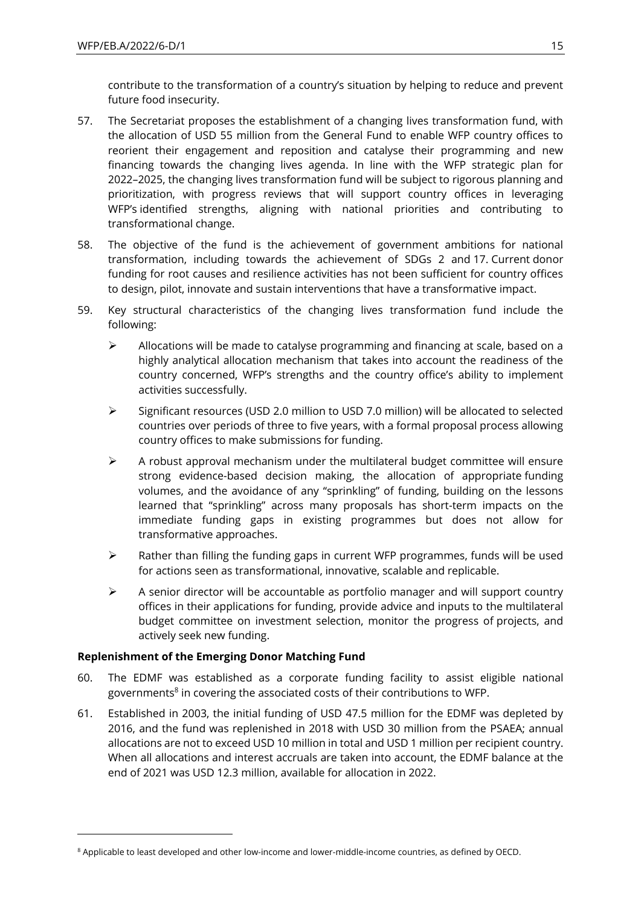contribute to the transformation of a country's situation by helping to reduce and prevent future food insecurity.

57. The Secretariat proposes the establishment of a changing lives transformation fund, with the allocation of USD 55 million from the General Fund to enable WFP country offices to reorient their engagement and reposition and catalyse their programming and new financing towards the changing lives agenda. In line with the WFP strategic plan for 2022–2025, the changing lives transformation fund will be subject to rigorous planning and prioritization, with progress reviews that will support country offices in leveraging WFP's identified strengths, aligning with national priorities and contributing to transformational change.

58. The objective of the fund is the achievement of government ambitions for national transformation, including towards the achievement of SDGs 2 and 17. Current donor funding for root causes and resilience activities has not been sufficient for country offices to design, pilot, innovate and sustain interventions that have a transformative impact.

59. Key structural characteristics of the changing lives transformation fund include the following:

   - Allocations will be made to catalyse programming and financing at scale, based on a highly analytical allocation mechanism that takes into account the readiness of the country concerned, WFP's strengths and the country office's ability to implement activities successfully.
   - Significant resources (USD 2.0 million to USD 7.0 million) will be allocated to selected countries over periods of three to five years, with a formal proposal process allowing country offices to make submissions for funding.
   - A robust approval mechanism under the multilateral budget committee will ensure strong evidence-based decision making, the allocation of appropriate funding volumes, and the avoidance of any "sprinkling" of funding, building on the lessons learned that "sprinkling" across many proposals has short-term impacts on the immediate funding gaps in existing programmes but does not allow for transformative approaches.
   - Rather than filling the funding gaps in current WFP programmes, funds will be used for actions seen as transformational, innovative, scalable and replicable.
   - A senior director will be accountable as portfolio manager and will support country offices in their applications for funding, provide advice and inputs to the multilateral budget committee on investment selection, monitor the progress of projects, and actively seek new funding.

**Replenishment of the Emerging Donor Matching Fund**

60. The EDMF was established as a corporate funding facility to assist eligible national governments[8] in covering the associated costs of their contributions to WFP.

61. Established in 2003, the initial funding of USD 47.5 million for the EDMF was depleted by 2016, and the fund was replenished in 2018 with USD 30 million from the PSAEA; annual allocations are not to exceed USD 10 million in total and USD 1 million per recipient country. When all allocations and interest accruals are taken into account, the EDMF balance at the end of 2021 was USD 12.3 million, available for allocation in 2022.

[8] Applicable to least developed and other low-income and lower-middle-income countries, as defined by OECD.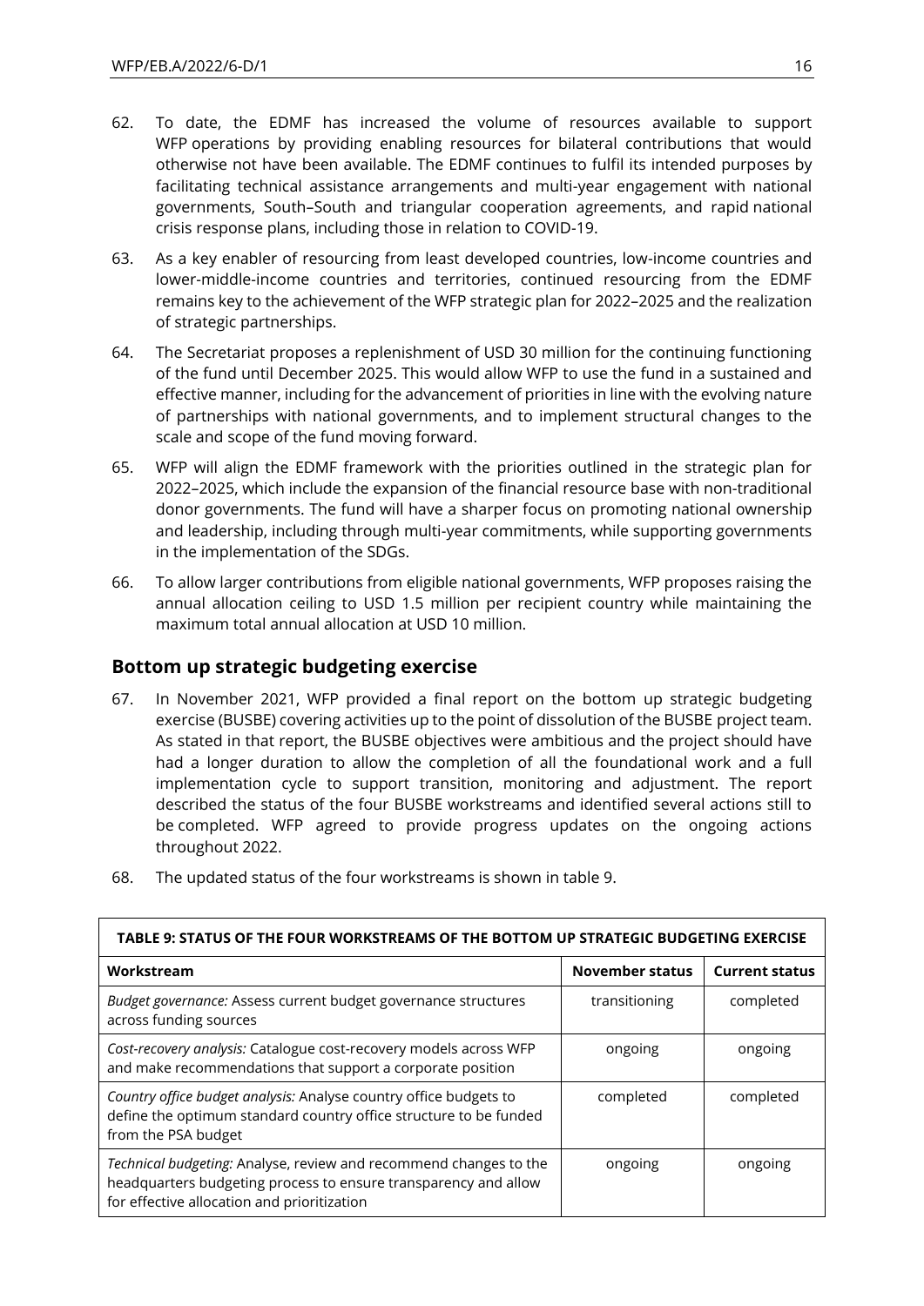62. To date, the EDMF has increased the volume of resources available to support WFP operations by providing enabling resources for bilateral contributions that would otherwise not have been available. The EDMF continues to fulfil its intended purposes by facilitating technical assistance arrangements and multi-year engagement with national governments, South–South and triangular cooperation agreements, and rapid national crisis response plans, including those in relation to COVID-19.

63. As a key enabler of resourcing from least developed countries, low-income countries and lower-middle-income countries and territories, continued resourcing from the EDMF remains key to the achievement of the WFP strategic plan for 2022–2025 and the realization of strategic partnerships.

64. The Secretariat proposes a replenishment of USD 30 million for the continuing functioning of the fund until December 2025. This would allow WFP to use the fund in a sustained and effective manner, including for the advancement of priorities in line with the evolving nature of partnerships with national governments, and to implement structural changes to the scale and scope of the fund moving forward.

65. WFP will align the EDMF framework with the priorities outlined in the strategic plan for 2022–2025, which include the expansion of the financial resource base with non-traditional donor governments. The fund will have a sharper focus on promoting national ownership and leadership, including through multi-year commitments, while supporting governments in the implementation of the SDGs.

66. To allow larger contributions from eligible national governments, WFP proposes raising the annual allocation ceiling to USD 1.5 million per recipient country while maintaining the maximum total annual allocation at USD 10 million.

## Bottom up strategic budgeting exercise

67. In November 2021, WFP provided a final report on the bottom up strategic budgeting exercise (BUSBE) covering activities up to the point of dissolution of the BUSBE project team. As stated in that report, the BUSBE objectives were ambitious and the project should have had a longer duration to allow the completion of all the foundational work and a full implementation cycle to support transition, monitoring and adjustment. The report described the status of the four BUSBE workstreams and identified several actions still to be completed. WFP agreed to provide progress updates on the ongoing actions throughout 2022.

68. The updated status of the four workstreams is shown in table 9.

| TABLE 9: STATUS OF THE FOUR WORKSTREAMS OF THE BOTTOM UP STRATEGIC BUDGETING EXERCISE | | |
|---|---|---|
| **Workstream** | **November status** | **Current status** |
| *Budget governance:* Assess current budget governance structures across funding sources | transitioning | completed |
| *Cost-recovery analysis:* Catalogue cost-recovery models across WFP and make recommendations that support a corporate position | ongoing | ongoing |
| *Country office budget analysis:* Analyse country office budgets to define the optimum standard country office structure to be funded from the PSA budget | completed | completed |
| *Technical budgeting:* Analyse, review and recommend changes to the headquarters budgeting process to ensure transparency and allow for effective allocation and prioritization | ongoing | ongoing |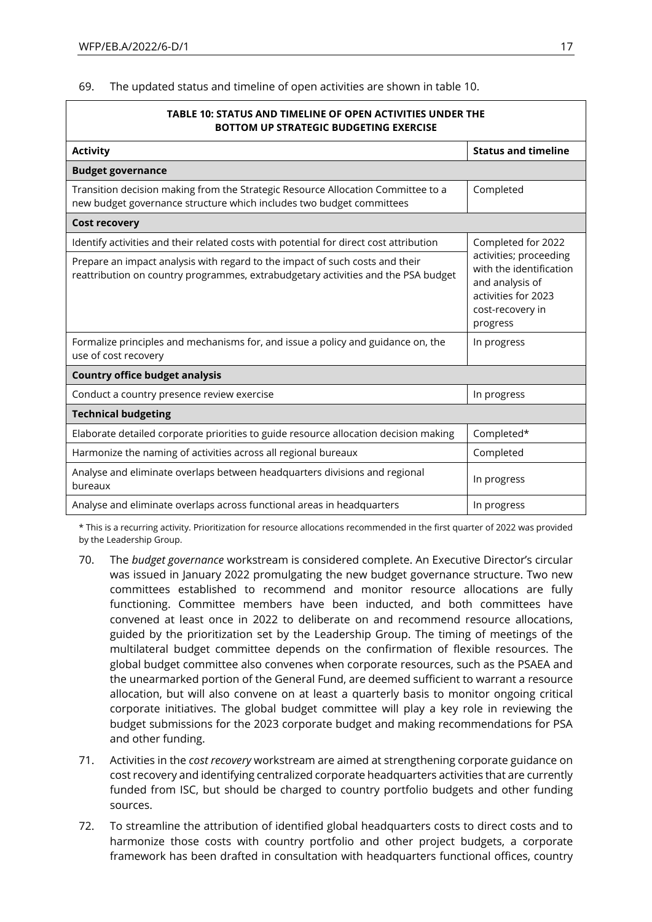69. The updated status and timeline of open activities are shown in table 10.

**TABLE 10: STATUS AND TIMELINE OF OPEN ACTIVITIES UNDER THE BOTTOM UP STRATEGIC BUDGETING EXERCISE**

| Activity | Status and timeline |
|---|---|
| **Budget governance** | |
| Transition decision making from the Strategic Resource Allocation Committee to a new budget governance structure which includes two budget committees | Completed |
| **Cost recovery** | |
| Identify activities and their related costs with potential for direct cost attribution | Completed for 2022 activities; proceeding with the identification and analysis of activities for 2023 cost-recovery in progress |
| Prepare an impact analysis with regard to the impact of such costs and their reattribution on country programmes, extrabudgetary activities and the PSA budget | |
| Formalize principles and mechanisms for, and issue a policy and guidance on, the use of cost recovery | In progress |
| **Country office budget analysis** | |
| Conduct a country presence review exercise | In progress |
| **Technical budgeting** | |
| Elaborate detailed corporate priorities to guide resource allocation decision making | Completed* |
| Harmonize the naming of activities across all regional bureaux | Completed |
| Analyse and eliminate overlaps between headquarters divisions and regional bureaux | In progress |
| Analyse and eliminate overlaps across functional areas in headquarters | In progress |

\* This is a recurring activity. Prioritization for resource allocations recommended in the first quarter of 2022 was provided by the Leadership Group.

70. The *budget governance* workstream is considered complete. An Executive Director's circular was issued in January 2022 promulgating the new budget governance structure. Two new committees established to recommend and monitor resource allocations are fully functioning. Committee members have been inducted, and both committees have convened at least once in 2022 to deliberate on and recommend resource allocations, guided by the prioritization set by the Leadership Group. The timing of meetings of the multilateral budget committee depends on the confirmation of flexible resources. The global budget committee also convenes when corporate resources, such as the PSAEA and the unearmarked portion of the General Fund, are deemed sufficient to warrant a resource allocation, but will also convene on at least a quarterly basis to monitor ongoing critical corporate initiatives. The global budget committee will play a key role in reviewing the budget submissions for the 2023 corporate budget and making recommendations for PSA and other funding.

71. Activities in the *cost recovery* workstream are aimed at strengthening corporate guidance on cost recovery and identifying centralized corporate headquarters activities that are currently funded from ISC, but should be charged to country portfolio budgets and other funding sources.

72. To streamline the attribution of identified global headquarters costs to direct costs and to harmonize those costs with country portfolio and other project budgets, a corporate framework has been drafted in consultation with headquarters functional offices, country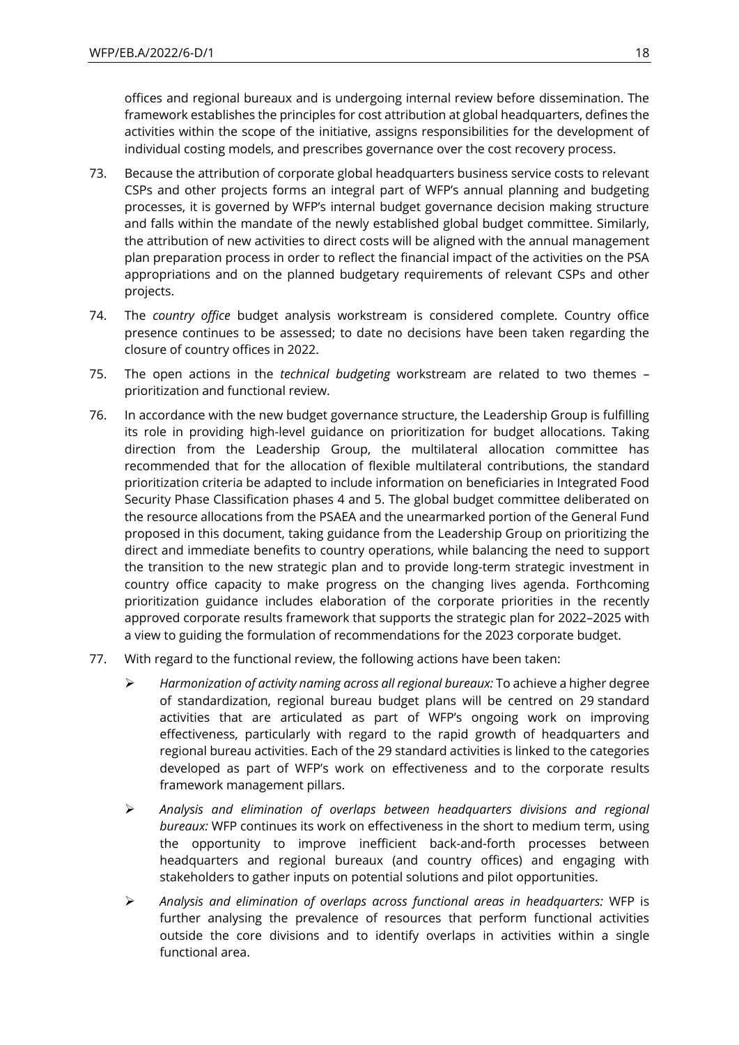offices and regional bureaux and is undergoing internal review before dissemination. The framework establishes the principles for cost attribution at global headquarters, defines the activities within the scope of the initiative, assigns responsibilities for the development of individual costing models, and prescribes governance over the cost recovery process.

73. Because the attribution of corporate global headquarters business service costs to relevant CSPs and other projects forms an integral part of WFP's annual planning and budgeting processes, it is governed by WFP's internal budget governance decision making structure and falls within the mandate of the newly established global budget committee. Similarly, the attribution of new activities to direct costs will be aligned with the annual management plan preparation process in order to reflect the financial impact of the activities on the PSA appropriations and on the planned budgetary requirements of relevant CSPs and other projects.

74. The *country office* budget analysis workstream is considered complete. Country office presence continues to be assessed; to date no decisions have been taken regarding the closure of country offices in 2022.

75. The open actions in the *technical budgeting* workstream are related to two themes – prioritization and functional review.

76. In accordance with the new budget governance structure, the Leadership Group is fulfilling its role in providing high-level guidance on prioritization for budget allocations. Taking direction from the Leadership Group, the multilateral allocation committee has recommended that for the allocation of flexible multilateral contributions, the standard prioritization criteria be adapted to include information on beneficiaries in Integrated Food Security Phase Classification phases 4 and 5. The global budget committee deliberated on the resource allocations from the PSAEA and the unearmarked portion of the General Fund proposed in this document, taking guidance from the Leadership Group on prioritizing the direct and immediate benefits to country operations, while balancing the need to support the transition to the new strategic plan and to provide long-term strategic investment in country office capacity to make progress on the changing lives agenda. Forthcoming prioritization guidance includes elaboration of the corporate priorities in the recently approved corporate results framework that supports the strategic plan for 2022–2025 with a view to guiding the formulation of recommendations for the 2023 corporate budget.

77. With regard to the functional review, the following actions have been taken:

   - *Harmonization of activity naming across all regional bureaux:* To achieve a higher degree of standardization, regional bureau budget plans will be centred on 29 standard activities that are articulated as part of WFP's ongoing work on improving effectiveness, particularly with regard to the rapid growth of headquarters and regional bureau activities. Each of the 29 standard activities is linked to the categories developed as part of WFP's work on effectiveness and to the corporate results framework management pillars.

   - *Analysis and elimination of overlaps between headquarters divisions and regional bureaux:* WFP continues its work on effectiveness in the short to medium term, using the opportunity to improve inefficient back-and-forth processes between headquarters and regional bureaux (and country offices) and engaging with stakeholders to gather inputs on potential solutions and pilot opportunities.

   - *Analysis and elimination of overlaps across functional areas in headquarters:* WFP is further analysing the prevalence of resources that perform functional activities outside the core divisions and to identify overlaps in activities within a single functional area.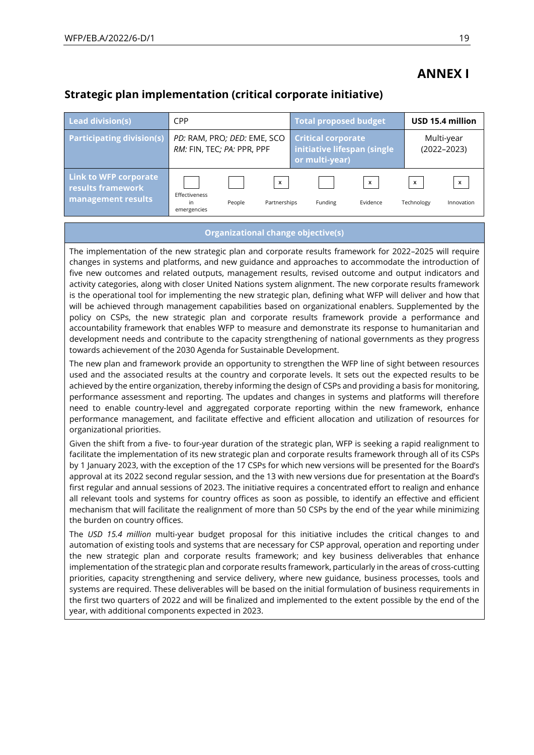# ANNEX I

## Strategic plan implementation (critical corporate initiative)

| Lead division(s) | CPP | Total proposed budget | USD 15.4 million |
|---|---|---|---|
| Participating division(s) | *PD:* RAM, PRO*; DED:* EME, SCO<br>*RM:* FIN, TEC*; PA:* PPR, PPF | Critical corporate initiative lifespan (single or multi-year) | Multi-year (2022–2023) |

| Link to WFP corporate results framework management results | Effectiveness in emergencies | People | Partnerships | Funding | Evidence | Technology | Innovation |
|---|---|---|---|---|---|---|---|
| | | | x | | x | x | x |

| Organizational change objective(s) |
|---|

The implementation of the new strategic plan and corporate results framework for 2022–2025 will require changes in systems and platforms, and new guidance and approaches to accommodate the introduction of five new outcomes and related outputs, management results, revised outcome and output indicators and activity categories, along with closer United Nations system alignment. The new corporate results framework is the operational tool for implementing the new strategic plan, defining what WFP will deliver and how that will be achieved through management capabilities based on organizational enablers. Supplemented by the policy on CSPs, the new strategic plan and corporate results framework provide a performance and accountability framework that enables WFP to measure and demonstrate its response to humanitarian and development needs and contribute to the capacity strengthening of national governments as they progress towards achievement of the 2030 Agenda for Sustainable Development.

The new plan and framework provide an opportunity to strengthen the WFP line of sight between resources used and the associated results at the country and corporate levels. It sets out the expected results to be achieved by the entire organization, thereby informing the design of CSPs and providing a basis for monitoring, performance assessment and reporting. The updates and changes in systems and platforms will therefore need to enable country-level and aggregated corporate reporting within the new framework, enhance performance management, and facilitate effective and efficient allocation and utilization of resources for organizational priorities.

Given the shift from a five- to four-year duration of the strategic plan, WFP is seeking a rapid realignment to facilitate the implementation of its new strategic plan and corporate results framework through all of its CSPs by 1 January 2023, with the exception of the 17 CSPs for which new versions will be presented for the Board's approval at its 2022 second regular session, and the 13 with new versions due for presentation at the Board's first regular and annual sessions of 2023. The initiative requires a concentrated effort to realign and enhance all relevant tools and systems for country offices as soon as possible, to identify an effective and efficient mechanism that will facilitate the realignment of more than 50 CSPs by the end of the year while minimizing the burden on country offices.

The *USD 15.4 million* multi-year budget proposal for this initiative includes the critical changes to and automation of existing tools and systems that are necessary for CSP approval, operation and reporting under the new strategic plan and corporate results framework; and key business deliverables that enhance implementation of the strategic plan and corporate results framework, particularly in the areas of cross-cutting priorities, capacity strengthening and service delivery, where new guidance, business processes, tools and systems are required. These deliverables will be based on the initial formulation of business requirements in the first two quarters of 2022 and will be finalized and implemented to the extent possible by the end of the year, with additional components expected in 2023.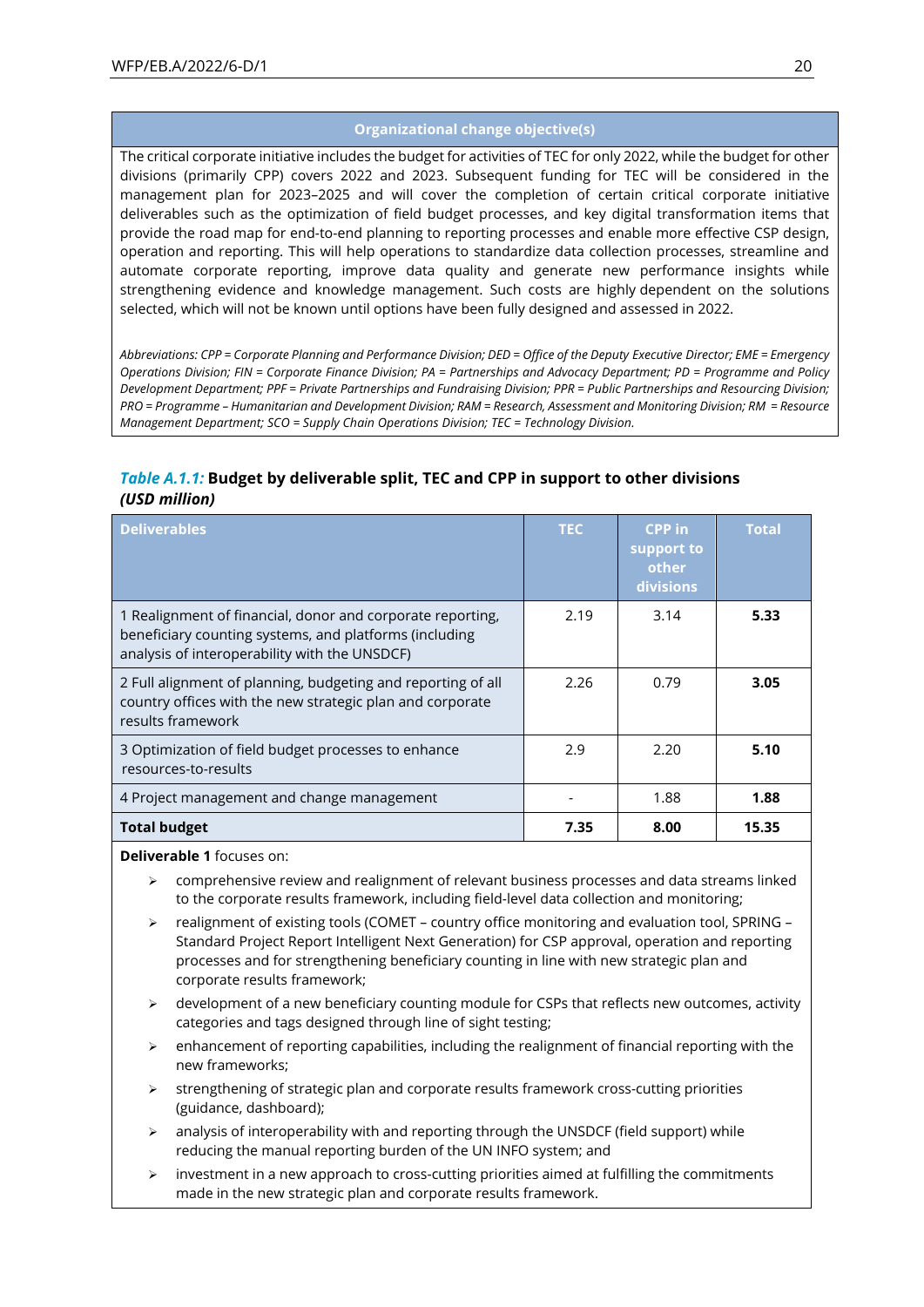| Organizational change objective(s) |
|---|
| The critical corporate initiative includes the budget for activities of TEC for only 2022, while the budget for other divisions (primarily CPP) covers 2022 and 2023. Subsequent funding for TEC will be considered in the management plan for 2023–2025 and will cover the completion of certain critical corporate initiative deliverables such as the optimization of field budget processes, and key digital transformation items that provide the road map for end-to-end planning to reporting processes and enable more effective CSP design, operation and reporting. This will help operations to standardize data collection processes, streamline and automate corporate reporting, improve data quality and generate new performance insights while strengthening evidence and knowledge management. Such costs are highly dependent on the solutions selected, which will not be known until options have been fully designed and assessed in 2022. |
| *Abbreviations: CPP = Corporate Planning and Performance Division; DED = Office of the Deputy Executive Director; EME = Emergency Operations Division; FIN = Corporate Finance Division; PA = Partnerships and Advocacy Department; PD = Programme and Policy Development Department; PPF = Private Partnerships and Fundraising Division; PPR = Public Partnerships and Resourcing Division; PRO = Programme – Humanitarian and Development Division; RAM = Research, Assessment and Monitoring Division; RM = Resource Management Department; SCO = Supply Chain Operations Division; TEC = Technology Division.* |

***Table A.1.1:*** **Budget by deliverable split, TEC and CPP in support to other divisions *(USD million)***

| Deliverables | TEC | CPP in support to other divisions | Total |
|---|---|---|---|
| 1 Realignment of financial, donor and corporate reporting, beneficiary counting systems, and platforms (including analysis of interoperability with the UNSDCF) | 2.19 | 3.14 | **5.33** |
| 2 Full alignment of planning, budgeting and reporting of all country offices with the new strategic plan and corporate results framework | 2.26 | 0.79 | **3.05** |
| 3 Optimization of field budget processes to enhance resources-to-results | 2.9 | 2.20 | **5.10** |
| 4 Project management and change management | - | 1.88 | **1.88** |
| **Total budget** | **7.35** | **8.00** | **15.35** |

**Deliverable 1** focuses on:

- comprehensive review and realignment of relevant business processes and data streams linked to the corporate results framework, including field-level data collection and monitoring;
- realignment of existing tools (COMET – country office monitoring and evaluation tool, SPRING – Standard Project Report Intelligent Next Generation) for CSP approval, operation and reporting processes and for strengthening beneficiary counting in line with new strategic plan and corporate results framework;
- development of a new beneficiary counting module for CSPs that reflects new outcomes, activity categories and tags designed through line of sight testing;
- enhancement of reporting capabilities, including the realignment of financial reporting with the new frameworks;
- strengthening of strategic plan and corporate results framework cross-cutting priorities (guidance, dashboard);
- analysis of interoperability with and reporting through the UNSDCF (field support) while reducing the manual reporting burden of the UN INFO system; and
- investment in a new approach to cross-cutting priorities aimed at fulfilling the commitments made in the new strategic plan and corporate results framework.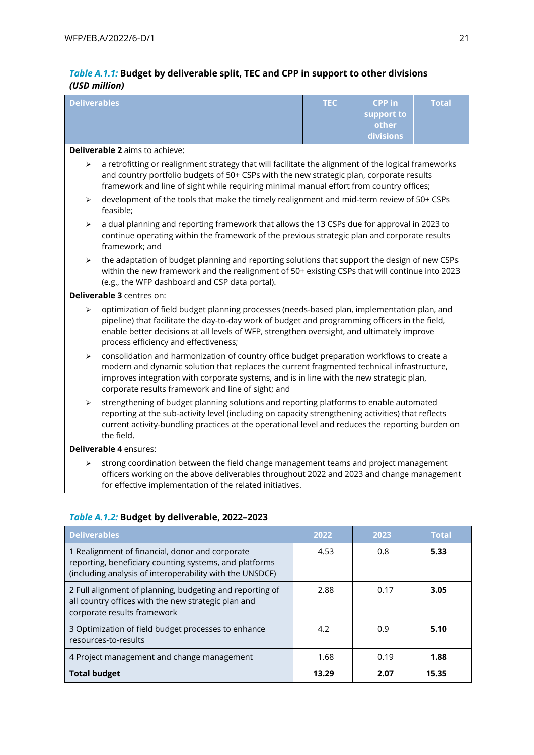*Table A.1.1:* **Budget by deliverable split, TEC and CPP in support to other divisions *(USD million)***

| Deliverables | TEC | CPP in support to other divisions | Total |
|---|---|---|---|

**Deliverable 2** aims to achieve:

- a retrofitting or realignment strategy that will facilitate the alignment of the logical frameworks and country portfolio budgets of 50+ CSPs with the new strategic plan, corporate results framework and line of sight while requiring minimal manual effort from country offices;
- development of the tools that make the timely realignment and mid-term review of 50+ CSPs feasible;
- a dual planning and reporting framework that allows the 13 CSPs due for approval in 2023 to continue operating within the framework of the previous strategic plan and corporate results framework; and
- the adaptation of budget planning and reporting solutions that support the design of new CSPs within the new framework and the realignment of 50+ existing CSPs that will continue into 2023 (e.g., the WFP dashboard and CSP data portal).

**Deliverable 3** centres on:

- optimization of field budget planning processes (needs-based plan, implementation plan, and pipeline) that facilitate the day-to-day work of budget and programming officers in the field, enable better decisions at all levels of WFP, strengthen oversight, and ultimately improve process efficiency and effectiveness;
- consolidation and harmonization of country office budget preparation workflows to create a modern and dynamic solution that replaces the current fragmented technical infrastructure, improves integration with corporate systems, and is in line with the new strategic plan, corporate results framework and line of sight; and
- strengthening of budget planning solutions and reporting platforms to enable automated reporting at the sub-activity level (including on capacity strengthening activities) that reflects current activity-bundling practices at the operational level and reduces the reporting burden on the field.

**Deliverable 4** ensures:

- strong coordination between the field change management teams and project management officers working on the above deliverables throughout 2022 and 2023 and change management for effective implementation of the related initiatives.

*Table A.1.2:* **Budget by deliverable, 2022–2023**

| Deliverables | 2022 | 2023 | Total |
|---|---|---|---|
| 1 Realignment of financial, donor and corporate reporting, beneficiary counting systems, and platforms (including analysis of interoperability with the UNSDCF) | 4.53 | 0.8 | **5.33** |
| 2 Full alignment of planning, budgeting and reporting of all country offices with the new strategic plan and corporate results framework | 2.88 | 0.17 | **3.05** |
| 3 Optimization of field budget processes to enhance resources-to-results | 4.2 | 0.9 | **5.10** |
| 4 Project management and change management | 1.68 | 0.19 | **1.88** |
| **Total budget** | **13.29** | **2.07** | **15.35** |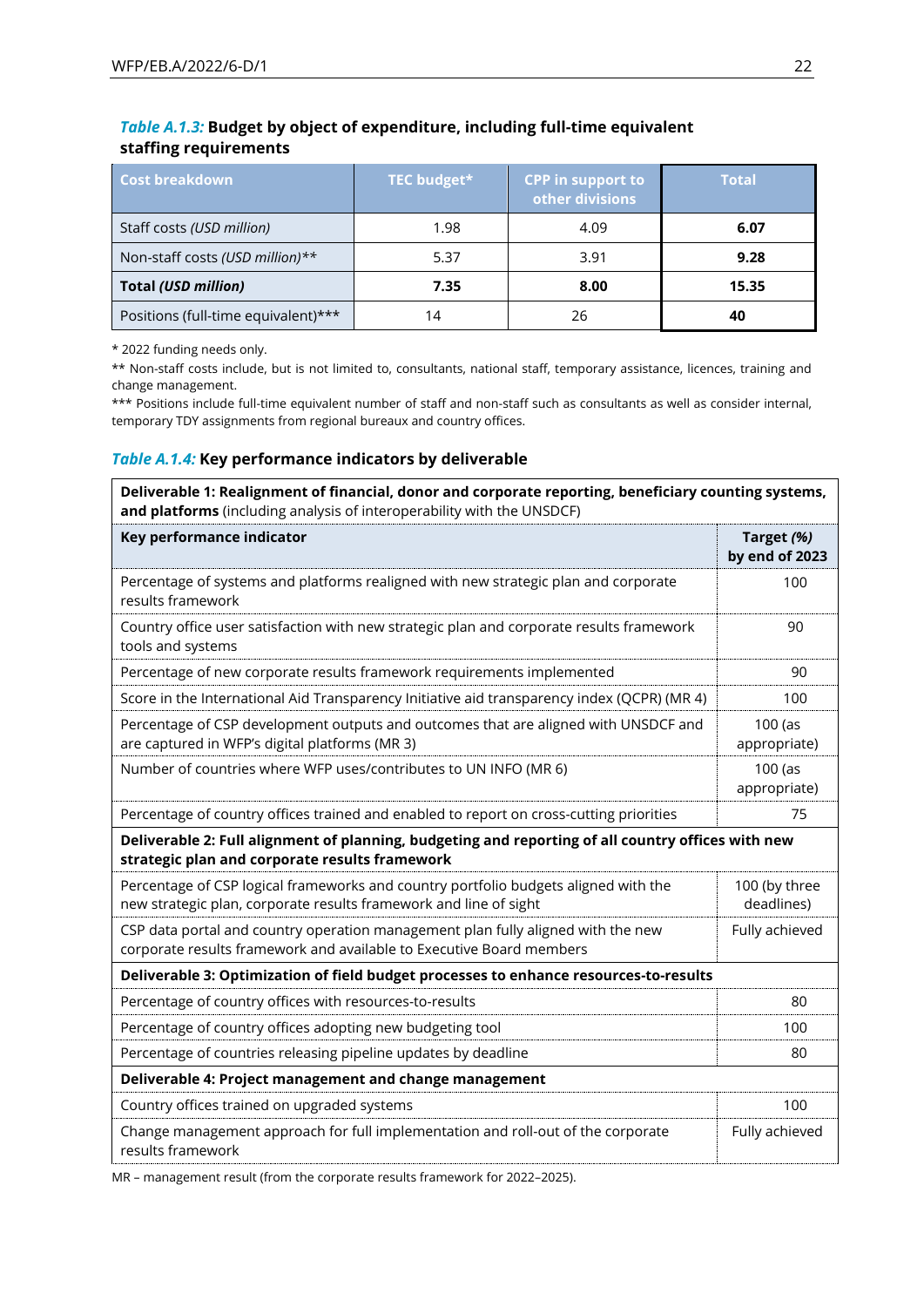***Table A.1.3:*** **Budget by object of expenditure, including full-time equivalent staffing requirements**

| Cost breakdown | TEC budget* | CPP in support to other divisions | Total |
|---|---|---|---|
| Staff costs *(USD million)* | 1.98 | 4.09 | **6.07** |
| Non-staff costs *(USD million)*** | 5.37 | 3.91 | **9.28** |
| **Total *(USD million)*** | **7.35** | **8.00** | **15.35** |
| Positions (full-time equivalent)*** | 14 | 26 | **40** |

* 2022 funding needs only.

** Non-staff costs include, but is not limited to, consultants, national staff, temporary assistance, licences, training and change management.

*** Positions include full-time equivalent number of staff and non-staff such as consultants as well as consider internal, temporary TDY assignments from regional bureaux and country offices.

***Table A.1.4:*** **Key performance indicators by deliverable**

| **Deliverable 1: Realignment of financial, donor and corporate reporting, beneficiary counting systems, and platforms** (including analysis of interoperability with the UNSDCF) | |
|---|---|
| **Key performance indicator** | **Target *(%)* by end of 2023** |
| Percentage of systems and platforms realigned with new strategic plan and corporate results framework | 100 |
| Country office user satisfaction with new strategic plan and corporate results framework tools and systems | 90 |
| Percentage of new corporate results framework requirements implemented | 90 |
| Score in the International Aid Transparency Initiative aid transparency index (QCPR) (MR 4) | 100 |
| Percentage of CSP development outputs and outcomes that are aligned with UNSDCF and are captured in WFP's digital platforms (MR 3) | 100 (as appropriate) |
| Number of countries where WFP uses/contributes to UN INFO (MR 6) | 100 (as appropriate) |
| Percentage of country offices trained and enabled to report on cross-cutting priorities | 75 |
| **Deliverable 2: Full alignment of planning, budgeting and reporting of all country offices with new strategic plan and corporate results framework** | |
| Percentage of CSP logical frameworks and country portfolio budgets aligned with the new strategic plan, corporate results framework and line of sight | 100 (by three deadlines) |
| CSP data portal and country operation management plan fully aligned with the new corporate results framework and available to Executive Board members | Fully achieved |
| **Deliverable 3: Optimization of field budget processes to enhance resources-to-results** | |
| Percentage of country offices with resources-to-results | 80 |
| Percentage of country offices adopting new budgeting tool | 100 |
| Percentage of countries releasing pipeline updates by deadline | 80 |
| **Deliverable 4: Project management and change management** | |
| Country offices trained on upgraded systems | 100 |
| Change management approach for full implementation and roll-out of the corporate results framework | Fully achieved |

MR – management result (from the corporate results framework for 2022–2025).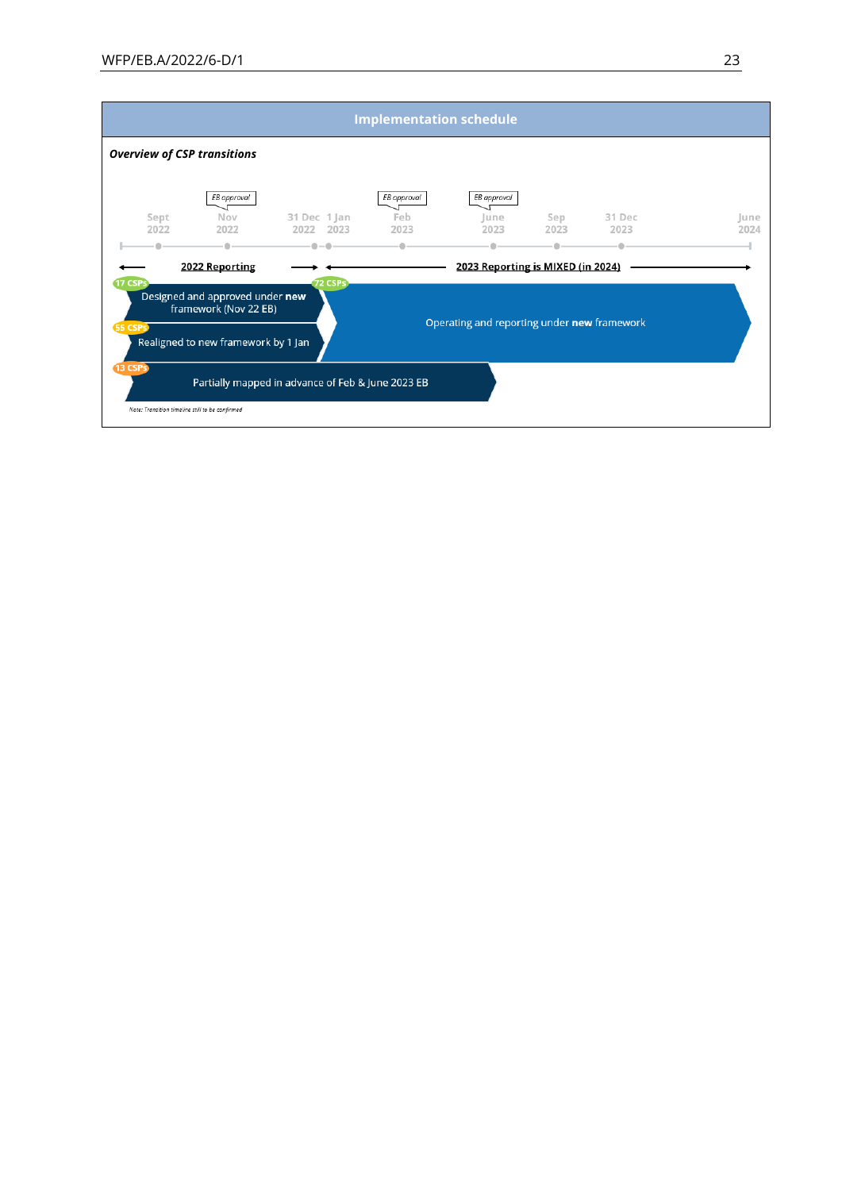## Implementation schedule

***Overview of CSP transitions***

| | Sept 2022 | Nov 2022 | 31 Dec 2022 | 1 Jan 2023 | Feb 2023 | June 2023 | Sep 2023 | 31 Dec 2023 | June 2024 |
|---|---|---|---|---|---|---|---|---|---|
| EB approval | | EB approval | | | EB approval | EB approval | | | |

**2022 Reporting** (Sept 2022 – 31 Dec 2022)

**2023 Reporting is MIXED (in 2024)** (1 Jan 2023 – June 2024)

- **17 CSPs**: Designed and approved under **new** framework (Nov 22 EB)
- **55 CSPs**: Realigned to new framework by 1 Jan
- **72 CSPs**: Operating and reporting under **new** framework
- **13 CSPs**: Partially mapped in advance of Feb & June 2023 EB

*Note: Transition timeline still to be confirmed*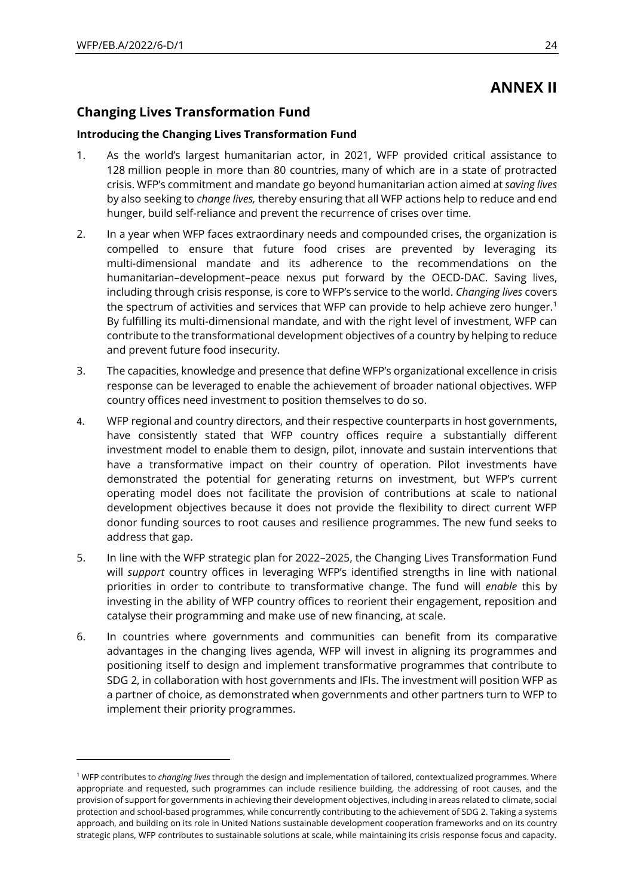# ANNEX II

## Changing Lives Transformation Fund

### Introducing the Changing Lives Transformation Fund

1. As the world's largest humanitarian actor, in 2021, WFP provided critical assistance to 128 million people in more than 80 countries, many of which are in a state of protracted crisis. WFP's commitment and mandate go beyond humanitarian action aimed at *saving lives* by also seeking to *change lives,* thereby ensuring that all WFP actions help to reduce and end hunger, build self-reliance and prevent the recurrence of crises over time.

2. In a year when WFP faces extraordinary needs and compounded crises, the organization is compelled to ensure that future food crises are prevented by leveraging its multi-dimensional mandate and its adherence to the recommendations on the humanitarian–development–peace nexus put forward by the OECD-DAC. Saving lives, including through crisis response, is core to WFP's service to the world. *Changing lives* covers the spectrum of activities and services that WFP can provide to help achieve zero hunger.[1] By fulfilling its multi-dimensional mandate, and with the right level of investment, WFP can contribute to the transformational development objectives of a country by helping to reduce and prevent future food insecurity.

3. The capacities, knowledge and presence that define WFP's organizational excellence in crisis response can be leveraged to enable the achievement of broader national objectives. WFP country offices need investment to position themselves to do so.

4. WFP regional and country directors, and their respective counterparts in host governments, have consistently stated that WFP country offices require a substantially different investment model to enable them to design, pilot, innovate and sustain interventions that have a transformative impact on their country of operation. Pilot investments have demonstrated the potential for generating returns on investment, but WFP's current operating model does not facilitate the provision of contributions at scale to national development objectives because it does not provide the flexibility to direct current WFP donor funding sources to root causes and resilience programmes. The new fund seeks to address that gap.

5. In line with the WFP strategic plan for 2022–2025, the Changing Lives Transformation Fund will *support* country offices in leveraging WFP's identified strengths in line with national priorities in order to contribute to transformative change. The fund will *enable* this by investing in the ability of WFP country offices to reorient their engagement, reposition and catalyse their programming and make use of new financing, at scale.

6. In countries where governments and communities can benefit from its comparative advantages in the changing lives agenda, WFP will invest in aligning its programmes and positioning itself to design and implement transformative programmes that contribute to SDG 2, in collaboration with host governments and IFIs. The investment will position WFP as a partner of choice, as demonstrated when governments and other partners turn to WFP to implement their priority programmes.

---

[1] WFP contributes to *changing lives* through the design and implementation of tailored, contextualized programmes. Where appropriate and requested, such programmes can include resilience building, the addressing of root causes, and the provision of support for governments in achieving their development objectives, including in areas related to climate, social protection and school-based programmes, while concurrently contributing to the achievement of SDG 2. Taking a systems approach, and building on its role in United Nations sustainable development cooperation frameworks and on its country strategic plans, WFP contributes to sustainable solutions at scale, while maintaining its crisis response focus and capacity.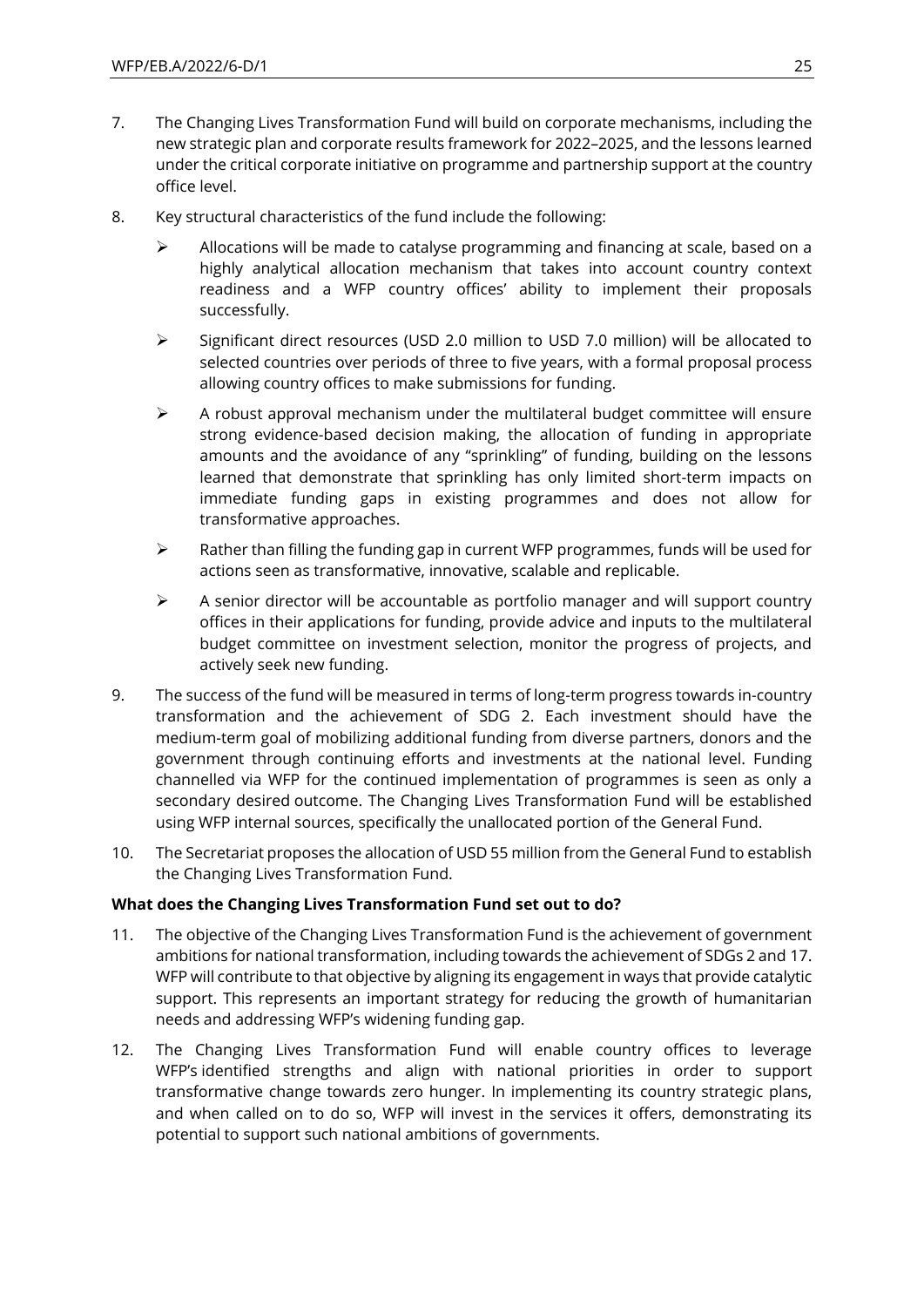7. The Changing Lives Transformation Fund will build on corporate mechanisms, including the new strategic plan and corporate results framework for 2022–2025, and the lessons learned under the critical corporate initiative on programme and partnership support at the country office level.

8. Key structural characteristics of the fund include the following:

   - Allocations will be made to catalyse programming and financing at scale, based on a highly analytical allocation mechanism that takes into account country context readiness and a WFP country offices' ability to implement their proposals successfully.
   - Significant direct resources (USD 2.0 million to USD 7.0 million) will be allocated to selected countries over periods of three to five years, with a formal proposal process allowing country offices to make submissions for funding.
   - A robust approval mechanism under the multilateral budget committee will ensure strong evidence-based decision making, the allocation of funding in appropriate amounts and the avoidance of any "sprinkling" of funding, building on the lessons learned that demonstrate that sprinkling has only limited short-term impacts on immediate funding gaps in existing programmes and does not allow for transformative approaches.
   - Rather than filling the funding gap in current WFP programmes, funds will be used for actions seen as transformative, innovative, scalable and replicable.
   - A senior director will be accountable as portfolio manager and will support country offices in their applications for funding, provide advice and inputs to the multilateral budget committee on investment selection, monitor the progress of projects, and actively seek new funding.

9. The success of the fund will be measured in terms of long-term progress towards in-country transformation and the achievement of SDG 2. Each investment should have the medium-term goal of mobilizing additional funding from diverse partners, donors and the government through continuing efforts and investments at the national level. Funding channelled via WFP for the continued implementation of programmes is seen as only a secondary desired outcome. The Changing Lives Transformation Fund will be established using WFP internal sources, specifically the unallocated portion of the General Fund.

10. The Secretariat proposes the allocation of USD 55 million from the General Fund to establish the Changing Lives Transformation Fund.

**What does the Changing Lives Transformation Fund set out to do?**

11. The objective of the Changing Lives Transformation Fund is the achievement of government ambitions for national transformation, including towards the achievement of SDGs 2 and 17. WFP will contribute to that objective by aligning its engagement in ways that provide catalytic support. This represents an important strategy for reducing the growth of humanitarian needs and addressing WFP's widening funding gap.

12. The Changing Lives Transformation Fund will enable country offices to leverage WFP's identified strengths and align with national priorities in order to support transformative change towards zero hunger. In implementing its country strategic plans, and when called on to do so, WFP will invest in the services it offers, demonstrating its potential to support such national ambitions of governments.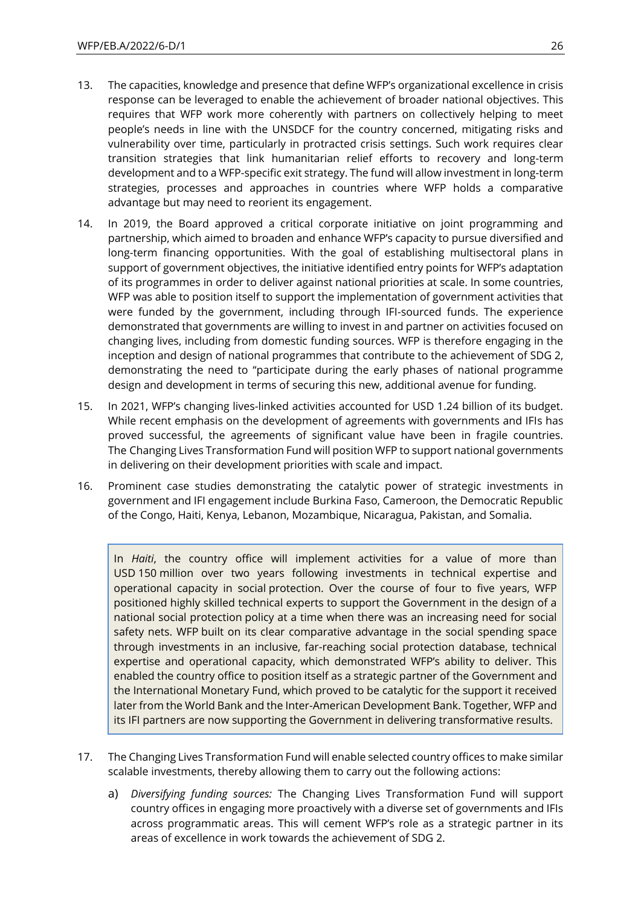13. The capacities, knowledge and presence that define WFP's organizational excellence in crisis response can be leveraged to enable the achievement of broader national objectives. This requires that WFP work more coherently with partners on collectively helping to meet people's needs in line with the UNSDCF for the country concerned, mitigating risks and vulnerability over time, particularly in protracted crisis settings. Such work requires clear transition strategies that link humanitarian relief efforts to recovery and long-term development and to a WFP-specific exit strategy. The fund will allow investment in long-term strategies, processes and approaches in countries where WFP holds a comparative advantage but may need to reorient its engagement.

14. In 2019, the Board approved a critical corporate initiative on joint programming and partnership, which aimed to broaden and enhance WFP's capacity to pursue diversified and long-term financing opportunities. With the goal of establishing multisectoral plans in support of government objectives, the initiative identified entry points for WFP's adaptation of its programmes in order to deliver against national priorities at scale. In some countries, WFP was able to position itself to support the implementation of government activities that were funded by the government, including through IFI-sourced funds. The experience demonstrated that governments are willing to invest in and partner on activities focused on changing lives, including from domestic funding sources. WFP is therefore engaging in the inception and design of national programmes that contribute to the achievement of SDG 2, demonstrating the need to "participate during the early phases of national programme design and development in terms of securing this new, additional avenue for funding.

15. In 2021, WFP's changing lives-linked activities accounted for USD 1.24 billion of its budget. While recent emphasis on the development of agreements with governments and IFIs has proved successful, the agreements of significant value have been in fragile countries. The Changing Lives Transformation Fund will position WFP to support national governments in delivering on their development priorities with scale and impact.

16. Prominent case studies demonstrating the catalytic power of strategic investments in government and IFI engagement include Burkina Faso, Cameroon, the Democratic Republic of the Congo, Haiti, Kenya, Lebanon, Mozambique, Nicaragua, Pakistan, and Somalia.

> In *Haiti*, the country office will implement activities for a value of more than USD 150 million over two years following investments in technical expertise and operational capacity in social protection. Over the course of four to five years, WFP positioned highly skilled technical experts to support the Government in the design of a national social protection policy at a time when there was an increasing need for social safety nets. WFP built on its clear comparative advantage in the social spending space through investments in an inclusive, far-reaching social protection database, technical expertise and operational capacity, which demonstrated WFP's ability to deliver. This enabled the country office to position itself as a strategic partner of the Government and the International Monetary Fund, which proved to be catalytic for the support it received later from the World Bank and the Inter-American Development Bank. Together, WFP and its IFI partners are now supporting the Government in delivering transformative results.

17. The Changing Lives Transformation Fund will enable selected country offices to make similar scalable investments, thereby allowing them to carry out the following actions:

    a) *Diversifying funding sources:* The Changing Lives Transformation Fund will support country offices in engaging more proactively with a diverse set of governments and IFIs across programmatic areas. This will cement WFP's role as a strategic partner in its areas of excellence in work towards the achievement of SDG 2.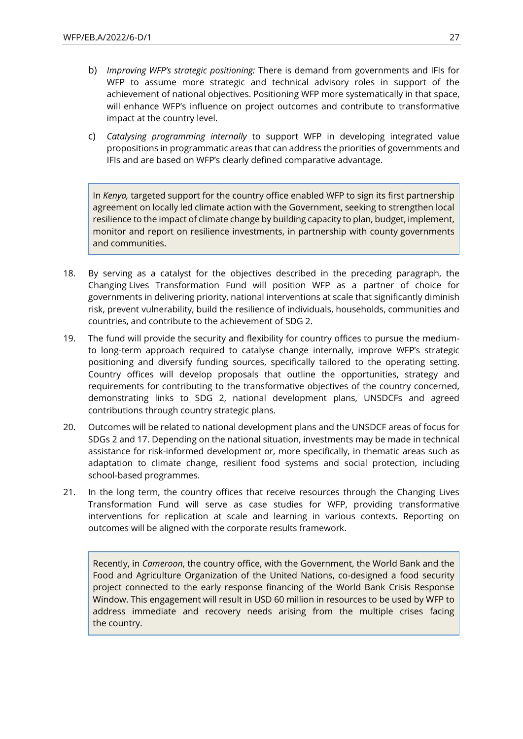b) *Improving WFP's strategic positioning:* There is demand from governments and IFIs for WFP to assume more strategic and technical advisory roles in support of the achievement of national objectives. Positioning WFP more systematically in that space, will enhance WFP's influence on project outcomes and contribute to transformative impact at the country level.

c) *Catalysing programming internally* to support WFP in developing integrated value propositions in programmatic areas that can address the priorities of governments and IFIs and are based on WFP's clearly defined comparative advantage.

> In *Kenya,* targeted support for the country office enabled WFP to sign its first partnership agreement on locally led climate action with the Government, seeking to strengthen local resilience to the impact of climate change by building capacity to plan, budget, implement, monitor and report on resilience investments, in partnership with county governments and communities.

18. By serving as a catalyst for the objectives described in the preceding paragraph, the Changing Lives Transformation Fund will position WFP as a partner of choice for governments in delivering priority, national interventions at scale that significantly diminish risk, prevent vulnerability, build the resilience of individuals, households, communities and countries, and contribute to the achievement of SDG 2.

19. The fund will provide the security and flexibility for country offices to pursue the medium- to long-term approach required to catalyse change internally, improve WFP's strategic positioning and diversify funding sources, specifically tailored to the operating setting. Country offices will develop proposals that outline the opportunities, strategy and requirements for contributing to the transformative objectives of the country concerned, demonstrating links to SDG 2, national development plans, UNSDCFs and agreed contributions through country strategic plans.

20. Outcomes will be related to national development plans and the UNSDCF areas of focus for SDGs 2 and 17. Depending on the national situation, investments may be made in technical assistance for risk-informed development or, more specifically, in thematic areas such as adaptation to climate change, resilient food systems and social protection, including school-based programmes.

21. In the long term, the country offices that receive resources through the Changing Lives Transformation Fund will serve as case studies for WFP, providing transformative interventions for replication at scale and learning in various contexts. Reporting on outcomes will be aligned with the corporate results framework.

> Recently, in *Cameroon*, the country office, with the Government, the World Bank and the Food and Agriculture Organization of the United Nations, co-designed a food security project connected to the early response financing of the World Bank Crisis Response Window. This engagement will result in USD 60 million in resources to be used by WFP to address immediate and recovery needs arising from the multiple crises facing the country.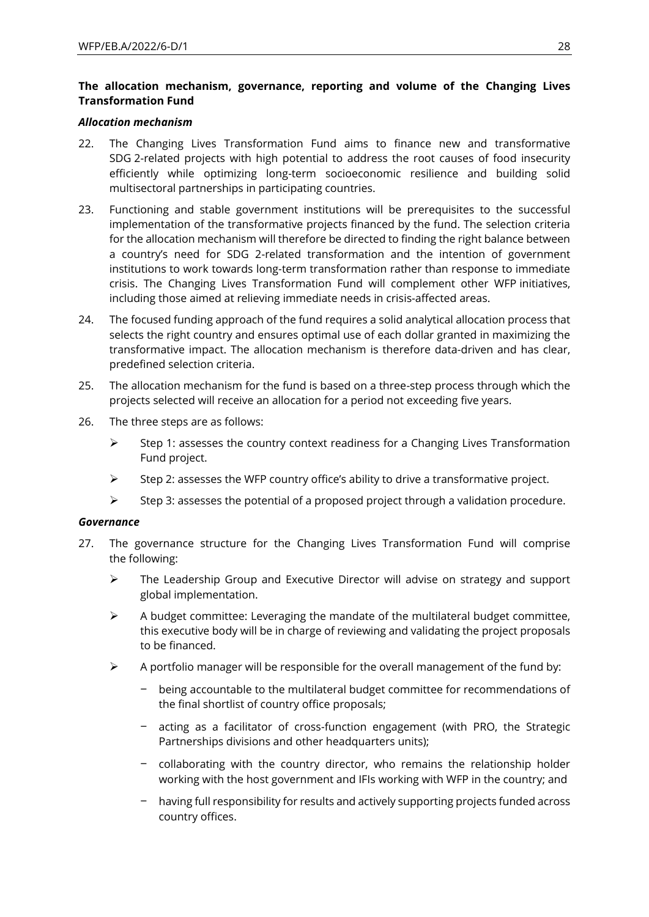**The allocation mechanism, governance, reporting and volume of the Changing Lives Transformation Fund**

***Allocation mechanism***

22. The Changing Lives Transformation Fund aims to finance new and transformative SDG 2-related projects with high potential to address the root causes of food insecurity efficiently while optimizing long-term socioeconomic resilience and building solid multisectoral partnerships in participating countries.

23. Functioning and stable government institutions will be prerequisites to the successful implementation of the transformative projects financed by the fund. The selection criteria for the allocation mechanism will therefore be directed to finding the right balance between a country's need for SDG 2-related transformation and the intention of government institutions to work towards long-term transformation rather than response to immediate crisis. The Changing Lives Transformation Fund will complement other WFP initiatives, including those aimed at relieving immediate needs in crisis-affected areas.

24. The focused funding approach of the fund requires a solid analytical allocation process that selects the right country and ensures optimal use of each dollar granted in maximizing the transformative impact. The allocation mechanism is therefore data-driven and has clear, predefined selection criteria.

25. The allocation mechanism for the fund is based on a three-step process through which the projects selected will receive an allocation for a period not exceeding five years.

26. The three steps are as follows:

    - Step 1: assesses the country context readiness for a Changing Lives Transformation Fund project.
    - Step 2: assesses the WFP country office's ability to drive a transformative project.
    - Step 3: assesses the potential of a proposed project through a validation procedure.

***Governance***

27. The governance structure for the Changing Lives Transformation Fund will comprise the following:

    - The Leadership Group and Executive Director will advise on strategy and support global implementation.
    - A budget committee: Leveraging the mandate of the multilateral budget committee, this executive body will be in charge of reviewing and validating the project proposals to be financed.
    - A portfolio manager will be responsible for the overall management of the fund by:
        - being accountable to the multilateral budget committee for recommendations of the final shortlist of country office proposals;
        - acting as a facilitator of cross-function engagement (with PRO, the Strategic Partnerships divisions and other headquarters units);
        - collaborating with the country director, who remains the relationship holder working with the host government and IFIs working with WFP in the country; and
        - having full responsibility for results and actively supporting projects funded across country offices.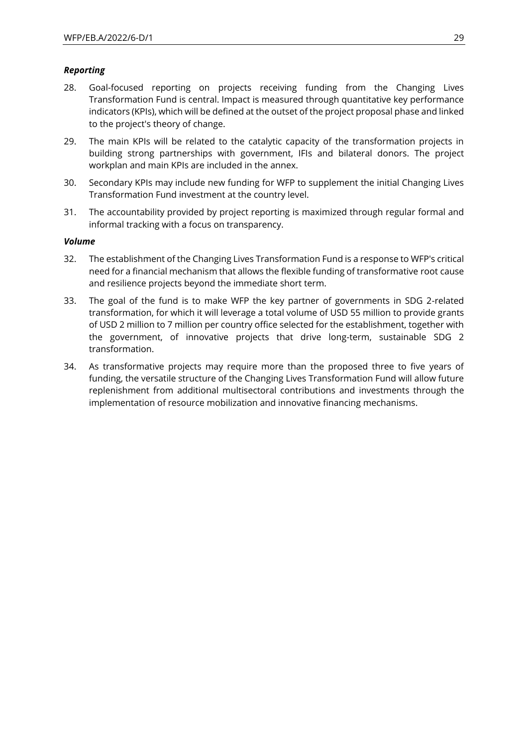### *Reporting*

28. Goal-focused reporting on projects receiving funding from the Changing Lives Transformation Fund is central. Impact is measured through quantitative key performance indicators (KPIs), which will be defined at the outset of the project proposal phase and linked to the project's theory of change.
29. The main KPIs will be related to the catalytic capacity of the transformation projects in building strong partnerships with government, IFIs and bilateral donors. The project workplan and main KPIs are included in the annex.
30. Secondary KPIs may include new funding for WFP to supplement the initial Changing Lives Transformation Fund investment at the country level.
31. The accountability provided by project reporting is maximized through regular formal and informal tracking with a focus on transparency.

### *Volume*

32. The establishment of the Changing Lives Transformation Fund is a response to WFP's critical need for a financial mechanism that allows the flexible funding of transformative root cause and resilience projects beyond the immediate short term.
33. The goal of the fund is to make WFP the key partner of governments in SDG 2-related transformation, for which it will leverage a total volume of USD 55 million to provide grants of USD 2 million to 7 million per country office selected for the establishment, together with the government, of innovative projects that drive long-term, sustainable SDG 2 transformation.
34. As transformative projects may require more than the proposed three to five years of funding, the versatile structure of the Changing Lives Transformation Fund will allow future replenishment from additional multisectoral contributions and investments through the implementation of resource mobilization and innovative financing mechanisms.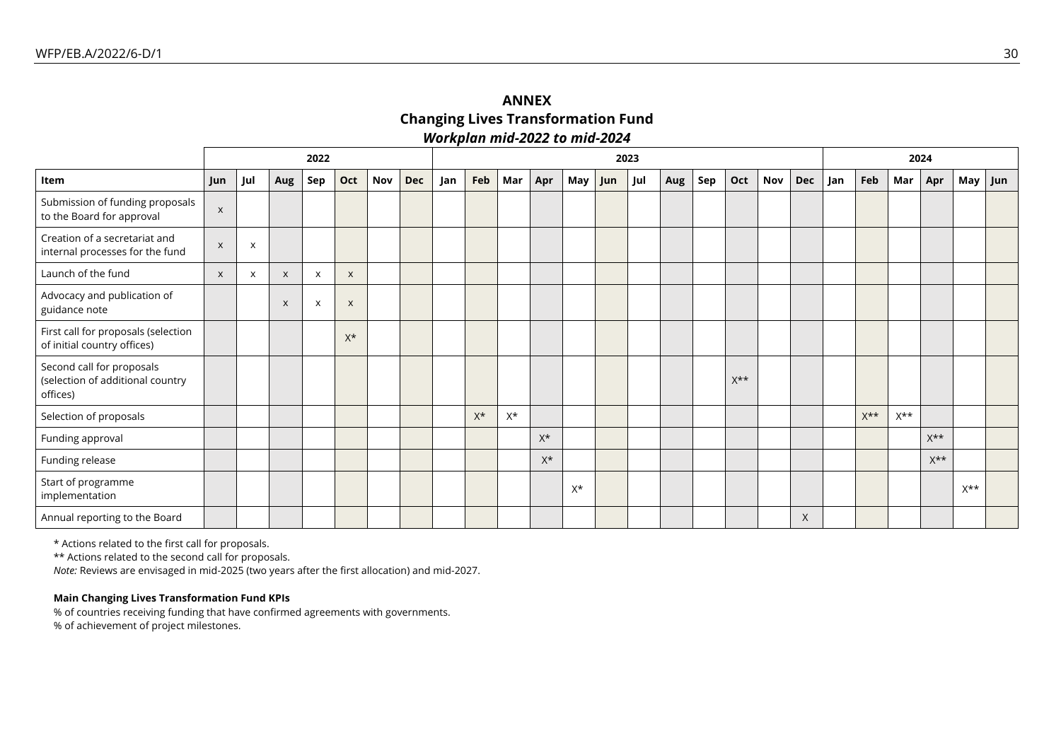# ANNEX

## Changing Lives Transformation Fund

### *Workplan mid-2022 to mid-2024*

| | 2022 | | | | | | | 2023 | | | | | | | | | | | | 2024 | | | | | |
|---|---|---|---|---|---|---|---|---|---|---|---|---|---|---|---|---|---|---|---|---|---|---|---|---|---|
| **Item** | **Jun** | **Jul** | **Aug** | **Sep** | **Oct** | **Nov** | **Dec** | **Jan** | **Feb** | **Mar** | **Apr** | **May** | **Jun** | **Jul** | **Aug** | **Sep** | **Oct** | **Nov** | **Dec** | **Jan** | **Feb** | **Mar** | **Apr** | **May** | **Jun** |
| Submission of funding proposals to the Board for approval | x | | | | | | | | | | | | | | | | | | | | | | | | |
| Creation of a secretariat and internal processes for the fund | x | x | | | | | | | | | | | | | | | | | | | | | | | |
| Launch of the fund | x | x | x | x | x | | | | | | | | | | | | | | | | | | | | |
| Advocacy and publication of guidance note | | | x | x | x | | | | | | | | | | | | | | | | | | | | |
| First call for proposals (selection of initial country offices) | | | | | X* | | | | | | | | | | | | | | | | | | | | |
| Second call for proposals (selection of additional country offices) | | | | | | | | | | | | | | | | | X** | | | | | | | | |
| Selection of proposals | | | | | | | | | X* | X* | | | | | | | | | | | X** | X** | | | |
| Funding approval | | | | | | | | | | | X* | | | | | | | | | | | | X** | | |
| Funding release | | | | | | | | | | | X* | | | | | | | | | | | | X** | | |
| Start of programme implementation | | | | | | | | | | | | X* | | | | | | | | | | | | X** | |
| Annual reporting to the Board | | | | | | | | | | | | | | | | | | | X | | | | | | |

\* Actions related to the first call for proposals.

** Actions related to the second call for proposals.

*Note:* Reviews are envisaged in mid-2025 (two years after the first allocation) and mid-2027.

**Main Changing Lives Transformation Fund KPIs**

% of countries receiving funding that have confirmed agreements with governments.

% of achievement of project milestones.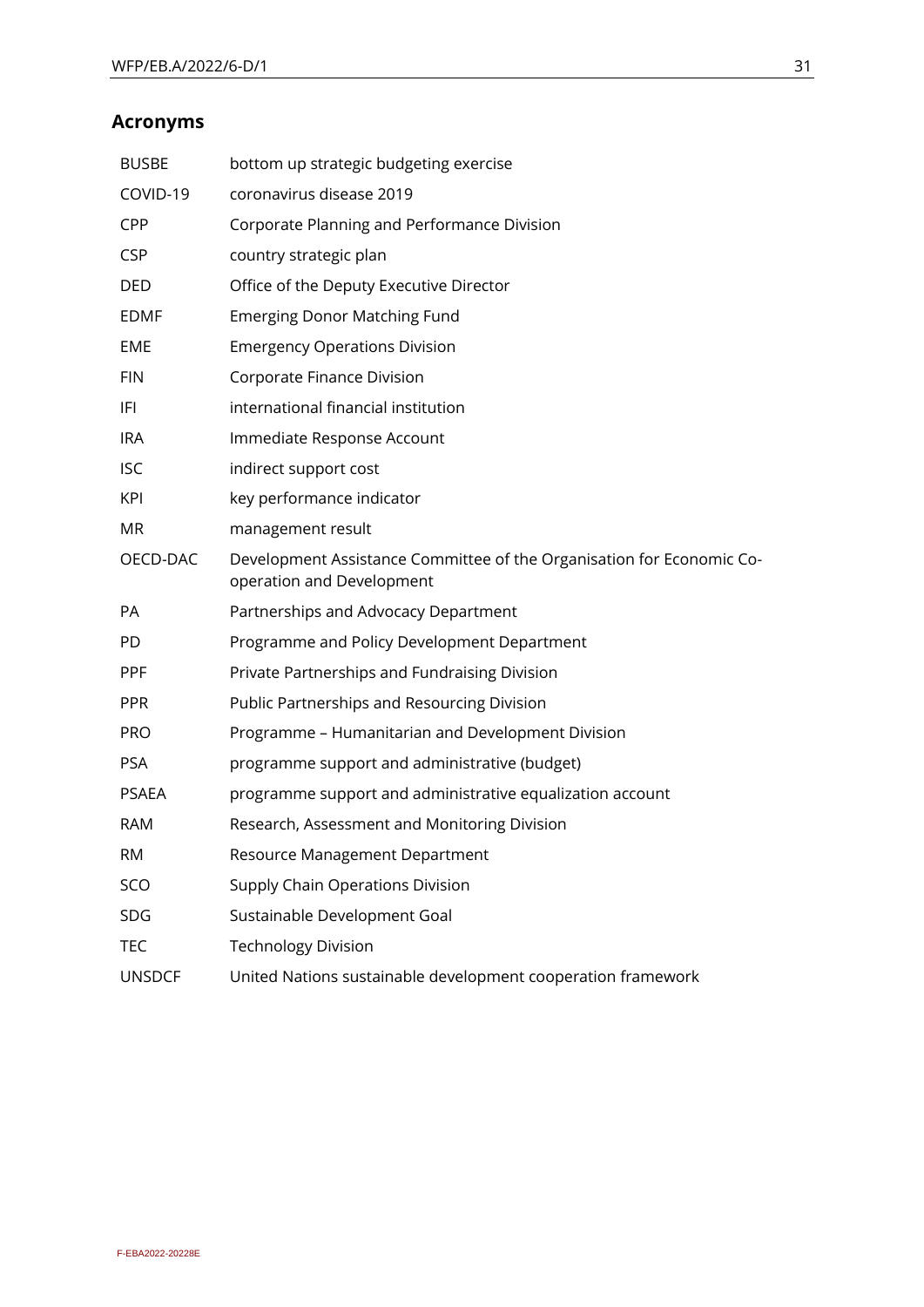## Acronyms

| | |
|---|---|
| BUSBE | bottom up strategic budgeting exercise |
| COVID-19 | coronavirus disease 2019 |
| CPP | Corporate Planning and Performance Division |
| CSP | country strategic plan |
| DED | Office of the Deputy Executive Director |
| EDMF | Emerging Donor Matching Fund |
| EME | Emergency Operations Division |
| FIN | Corporate Finance Division |
| IFI | international financial institution |
| IRA | Immediate Response Account |
| ISC | indirect support cost |
| KPI | key performance indicator |
| MR | management result |
| OECD-DAC | Development Assistance Committee of the Organisation for Economic Co-operation and Development |
| PA | Partnerships and Advocacy Department |
| PD | Programme and Policy Development Department |
| PPF | Private Partnerships and Fundraising Division |
| PPR | Public Partnerships and Resourcing Division |
| PRO | Programme – Humanitarian and Development Division |
| PSA | programme support and administrative (budget) |
| PSAEA | programme support and administrative equalization account |
| RAM | Research, Assessment and Monitoring Division |
| RM | Resource Management Department |
| SCO | Supply Chain Operations Division |
| SDG | Sustainable Development Goal |
| TEC | Technology Division |
| UNSDCF | United Nations sustainable development cooperation framework |

F-EBA2022-20228E